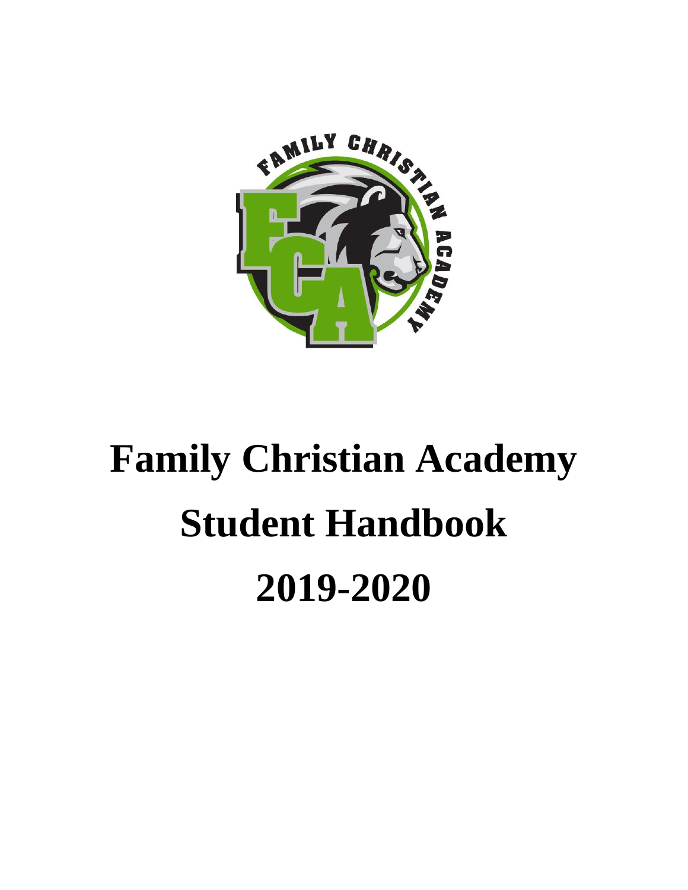# Family Christian Academy

# Student Handbook

# 2019-2020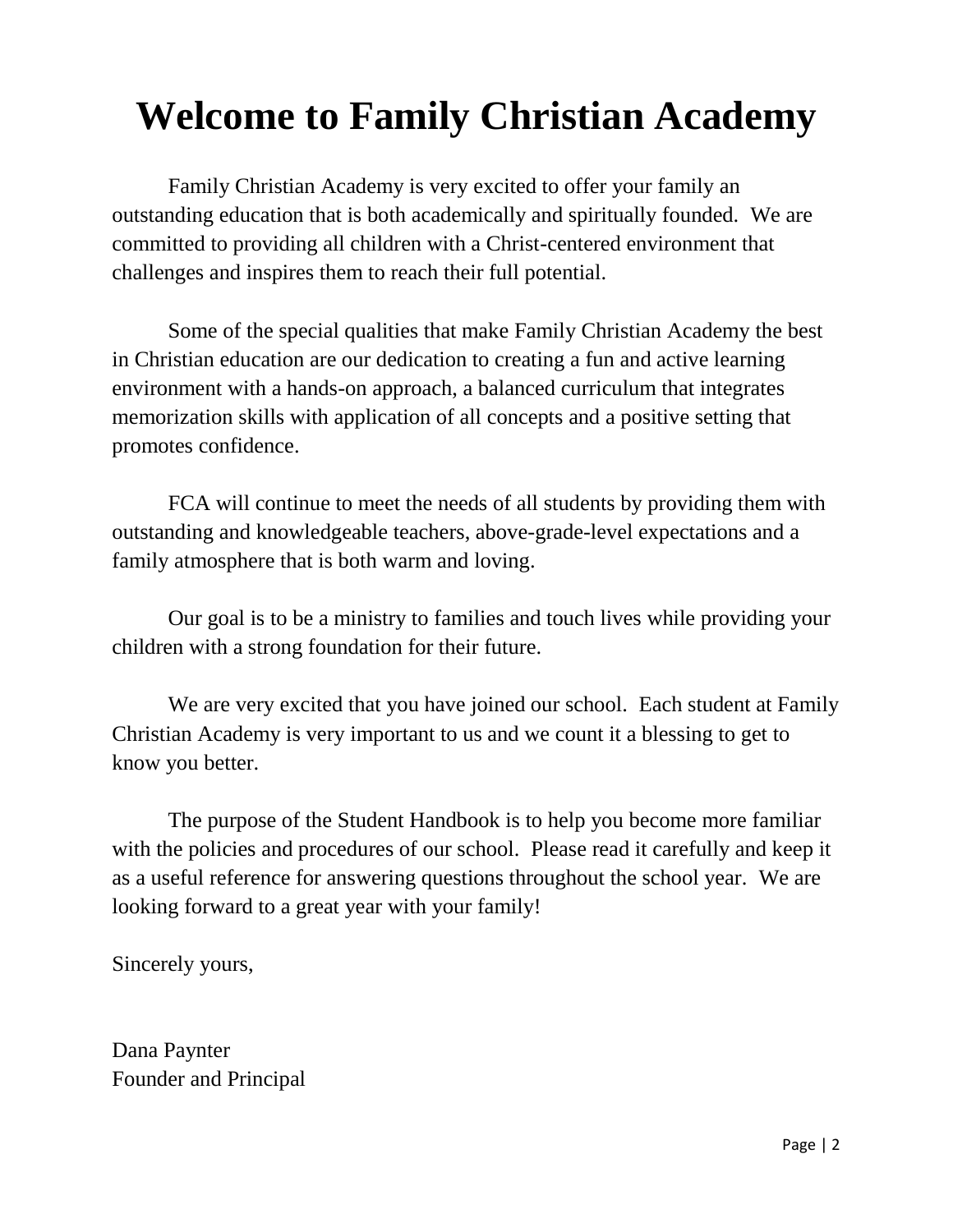# Welcome to Family Christian Academy

Family Christian Academy is very excited to offer your family an outstanding education that is both academically and spiritually founded. We are committed to providing all children with a Christ-centered environment that challenges and inspires them to reach their full potential.

Some of the special qualities that make Family Christian Academy the best in Christian education are our dedication to creating a fun and active learning environment with a hands-on approach, a balanced curriculum that integrates memorization skills with application of all concepts and a positive setting that promotes confidence.

FCA will continue to meet the needs of all students by providing them with outstanding and knowledgeable teachers, above-grade-level expectations and a family atmosphere that is both warm and loving.

Our goal is to be a ministry to families and touch lives while providing your children with a strong foundation for their future.

We are very excited that you have joined our school. Each student at Family Christian Academy is very important to us and we count it a blessing to get to know you better.

The purpose of the Student Handbook is to help you become more familiar with the policies and procedures of our school. Please read it carefully and keep it as a useful reference for answering questions throughout the school year. We are looking forward to a great year with your family!

Sincerely yours,

Dana Paynter
Founder and Principal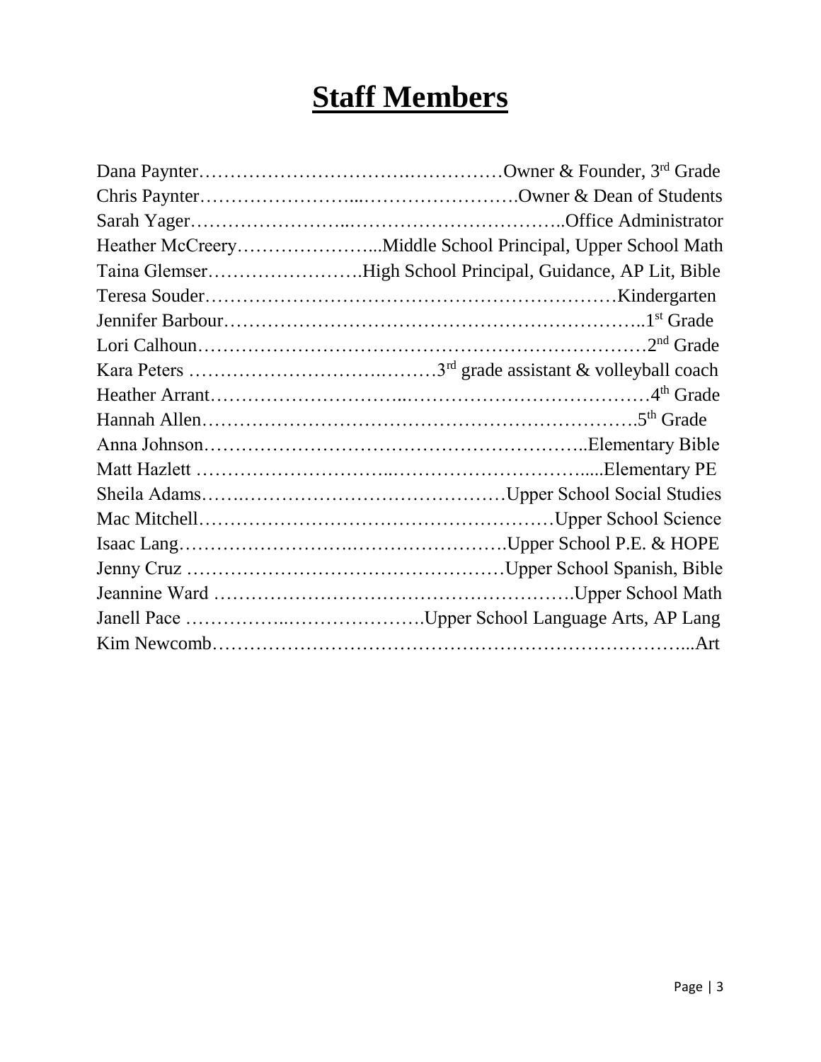# Staff Members

Dana Paynter……………………………….……………Owner & Founder, 3rd Grade
Chris Paynter……………………...…………………….Owner & Dean of Students
Sarah Yager……………………..……………………………..Office Administrator
Heather McCreery…………………...Middle School Principal, Upper School Math
Taina Glemser…………………….High School Principal, Guidance, AP Lit, Bible
Teresa Souder…………………………………………………………Kindergarten
Jennifer Barbour…………………………………………………………..1st Grade
Lori Calhoun……………………………………………………………2nd Grade
Kara Peters ………………………….………3rd grade assistant & volleyball coach
Heather Arrant………………………..…………………………………4th Grade
Hannah Allen…………………………………………………………….5th Grade
Anna Johnson……………………………………………………..Elementary Bible
Matt Hazlett ………………………..…………………………….....Elementary PE
Sheila Adams…….……………………………………Upper School Social Studies
Mac Mitchell…………………………………………………Upper School Science
Isaac Lang…………………….…………………….Upper School P.E. & HOPE
Jenny Cruz ……………………………………………Upper School Spanish, Bible
Jeannine Ward ………………………………………………….Upper School Math
Janell Pace ……………..…………………….Upper School Language Arts, AP Lang
Kim Newcomb…………………………………………………………………...Art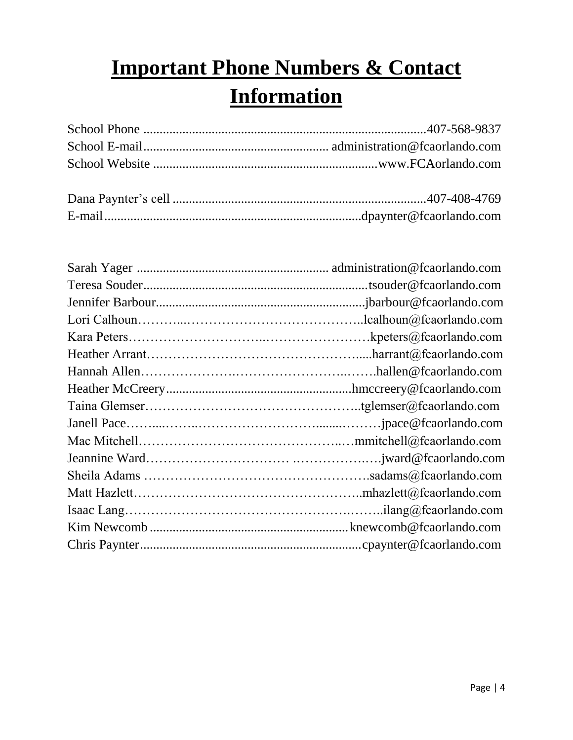# Important Phone Numbers & Contact Information

School Phone ....................................................................................407-568-9837
School E-mail........................................................ administration@fcaorlando.com
School Website ....................................................................www.FCAorlando.com

Dana Paynter's cell ............................................................................407-408-4769
E-mail..............................................................................dpaynter@fcaorlando.com

Sarah Yager .......................................................... administration@fcaorlando.com
Teresa Souder.....................................................................tsouder@fcaorlando.com
Jennifer Barbour................................................................jbarbour@fcaorlando.com
Lori Calhoun………...…………………………………..lcalhoun@fcaorlando.com
Kara Peters………………………….……………………kpeters@fcaorlando.com
Heather Arrant…………………………………………......harrant@fcaorlando.com
Hannah Allen……………….………………………..…….hallen@fcaorlando.com
Heather McCreery.........................................................hmccreery@fcaorlando.com
Taina Glemser…………………………………………..tglemser@fcaorlando.com
Janell Pace……...……..………………………........………jpace@fcaorlando.com
Mac Mitchell……………………………………..…mmitchell@fcaorlando.com
Jeannine Ward………………………… .……………….….jward@fcaorlando.com
Sheila Adams ………………………………………….sadams@fcaorlando.com
Matt Hazlett……………………………………………..mhazlett@fcaorlando.com
Isaac Lang……………………………………….……..ilang@fcaorlando.com
Kim Newcomb ............................................................ knewcomb@fcaorlando.com
Chris Paynter..................................................................cpaynter@fcaorlando.com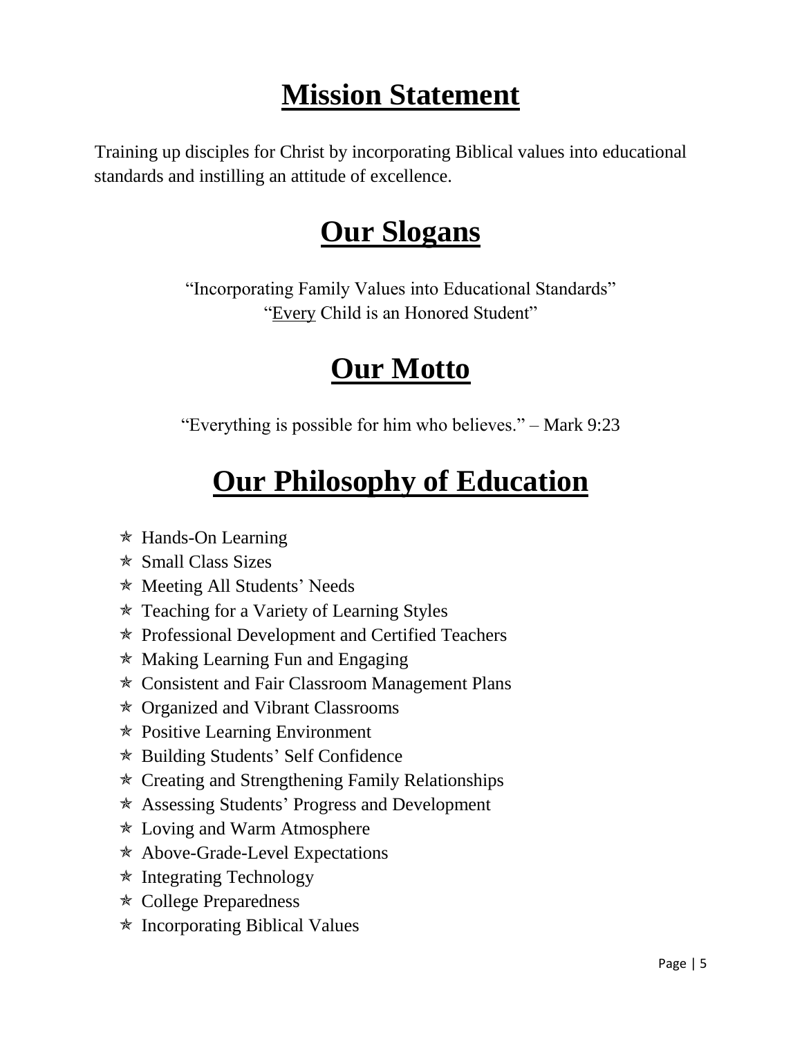# Mission Statement

Training up disciples for Christ by incorporating Biblical values into educational standards and instilling an attitude of excellence.

# Our Slogans

"Incorporating Family Values into Educational Standards"
"Every Child is an Honored Student"

# Our Motto

"Everything is possible for him who believes." – Mark 9:23

# Our Philosophy of Education

- Hands-On Learning
- Small Class Sizes
- Meeting All Students' Needs
- Teaching for a Variety of Learning Styles
- Professional Development and Certified Teachers
- Making Learning Fun and Engaging
- Consistent and Fair Classroom Management Plans
- Organized and Vibrant Classrooms
- Positive Learning Environment
- Building Students' Self Confidence
- Creating and Strengthening Family Relationships
- Assessing Students' Progress and Development
- Loving and Warm Atmosphere
- Above-Grade-Level Expectations
- Integrating Technology
- College Preparedness
- Incorporating Biblical Values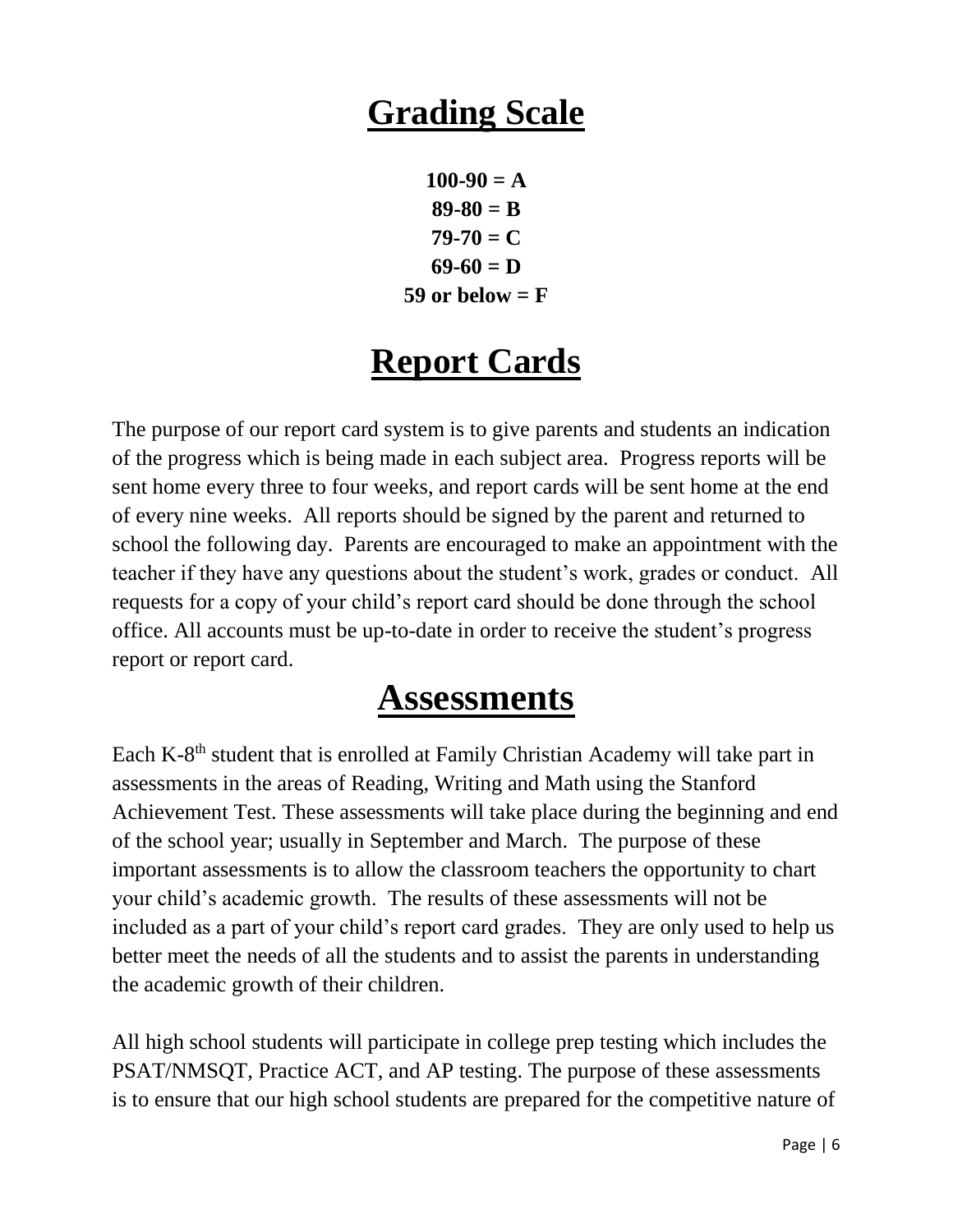# Grading Scale

**100-90 = A**
**89-80 = B**
**79-70 = C**
**69-60 = D**
**59 or below = F**

# Report Cards

The purpose of our report card system is to give parents and students an indication of the progress which is being made in each subject area. Progress reports will be sent home every three to four weeks, and report cards will be sent home at the end of every nine weeks. All reports should be signed by the parent and returned to school the following day. Parents are encouraged to make an appointment with the teacher if they have any questions about the student's work, grades or conduct. All requests for a copy of your child's report card should be done through the school office. All accounts must be up-to-date in order to receive the student's progress report or report card.

# Assessments

Each K-8th student that is enrolled at Family Christian Academy will take part in assessments in the areas of Reading, Writing and Math using the Stanford Achievement Test. These assessments will take place during the beginning and end of the school year; usually in September and March. The purpose of these important assessments is to allow the classroom teachers the opportunity to chart your child's academic growth. The results of these assessments will not be included as a part of your child's report card grades. They are only used to help us better meet the needs of all the students and to assist the parents in understanding the academic growth of their children.

All high school students will participate in college prep testing which includes the PSAT/NMSQT, Practice ACT, and AP testing. The purpose of these assessments is to ensure that our high school students are prepared for the competitive nature of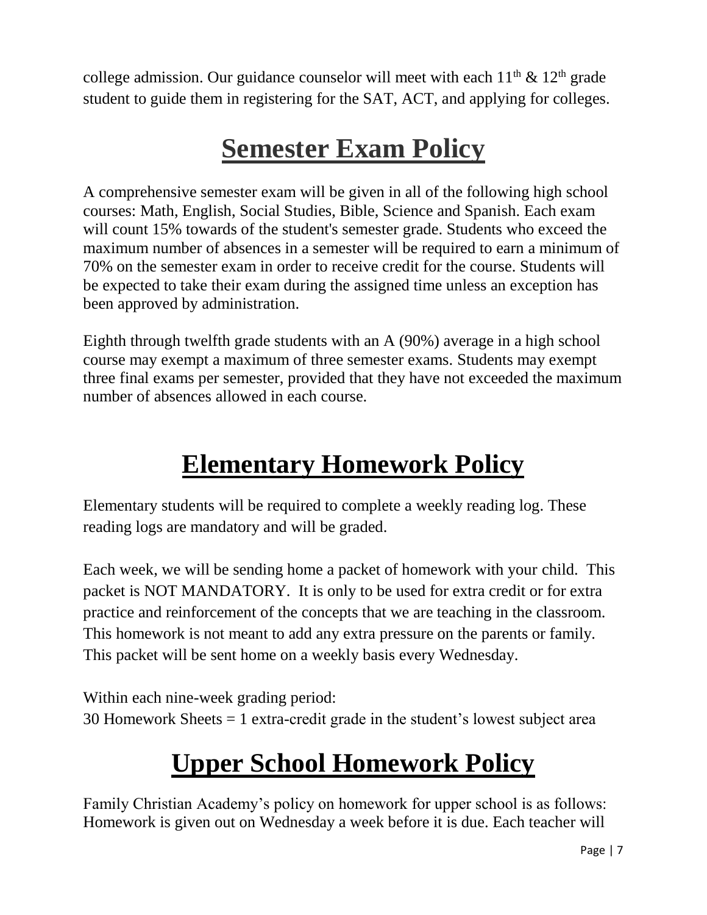college admission. Our guidance counselor will meet with each 11th & 12th grade student to guide them in registering for the SAT, ACT, and applying for colleges.

# Semester Exam Policy

A comprehensive semester exam will be given in all of the following high school courses: Math, English, Social Studies, Bible, Science and Spanish. Each exam will count 15% towards of the student's semester grade. Students who exceed the maximum number of absences in a semester will be required to earn a minimum of 70% on the semester exam in order to receive credit for the course. Students will be expected to take their exam during the assigned time unless an exception has been approved by administration.

Eighth through twelfth grade students with an A (90%) average in a high school course may exempt a maximum of three semester exams. Students may exempt three final exams per semester, provided that they have not exceeded the maximum number of absences allowed in each course.

# Elementary Homework Policy

Elementary students will be required to complete a weekly reading log. These reading logs are mandatory and will be graded.

Each week, we will be sending home a packet of homework with your child. This packet is NOT MANDATORY. It is only to be used for extra credit or for extra practice and reinforcement of the concepts that we are teaching in the classroom. This homework is not meant to add any extra pressure on the parents or family. This packet will be sent home on a weekly basis every Wednesday.

Within each nine-week grading period:
30 Homework Sheets = 1 extra-credit grade in the student's lowest subject area

# Upper School Homework Policy

Family Christian Academy's policy on homework for upper school is as follows: Homework is given out on Wednesday a week before it is due. Each teacher will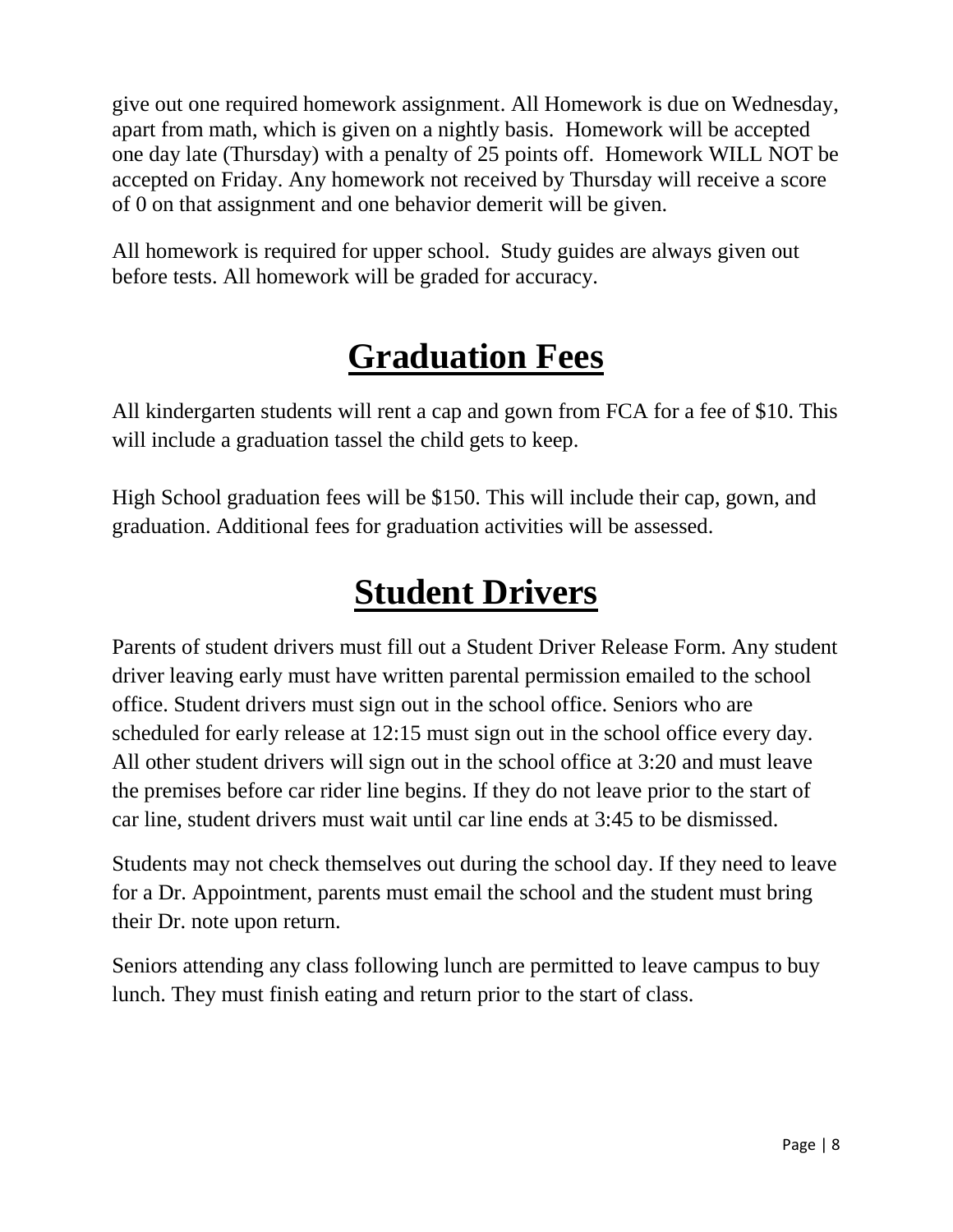give out one required homework assignment. All Homework is due on Wednesday, apart from math, which is given on a nightly basis. Homework will be accepted one day late (Thursday) with a penalty of 25 points off. Homework WILL NOT be accepted on Friday. Any homework not received by Thursday will receive a score of 0 on that assignment and one behavior demerit will be given.

All homework is required for upper school. Study guides are always given out before tests. All homework will be graded for accuracy.

# Graduation Fees

All kindergarten students will rent a cap and gown from FCA for a fee of $10. This will include a graduation tassel the child gets to keep.

High School graduation fees will be $150. This will include their cap, gown, and graduation. Additional fees for graduation activities will be assessed.

# Student Drivers

Parents of student drivers must fill out a Student Driver Release Form. Any student driver leaving early must have written parental permission emailed to the school office. Student drivers must sign out in the school office. Seniors who are scheduled for early release at 12:15 must sign out in the school office every day. All other student drivers will sign out in the school office at 3:20 and must leave the premises before car rider line begins. If they do not leave prior to the start of car line, student drivers must wait until car line ends at 3:45 to be dismissed.

Students may not check themselves out during the school day. If they need to leave for a Dr. Appointment, parents must email the school and the student must bring their Dr. note upon return.

Seniors attending any class following lunch are permitted to leave campus to buy lunch. They must finish eating and return prior to the start of class.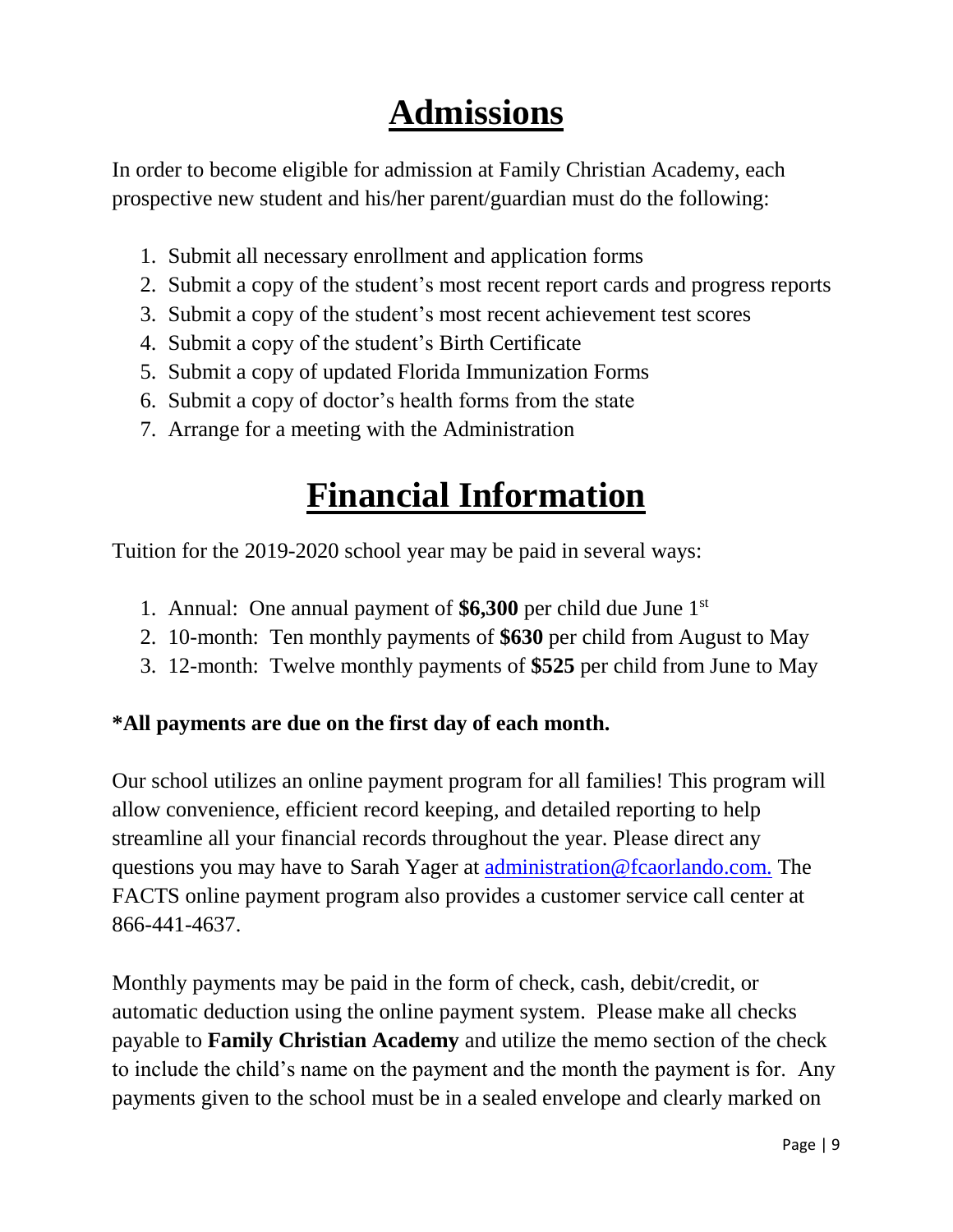# Admissions

In order to become eligible for admission at Family Christian Academy, each prospective new student and his/her parent/guardian must do the following:

1. Submit all necessary enrollment and application forms
2. Submit a copy of the student's most recent report cards and progress reports
3. Submit a copy of the student's most recent achievement test scores
4. Submit a copy of the student's Birth Certificate
5. Submit a copy of updated Florida Immunization Forms
6. Submit a copy of doctor's health forms from the state
7. Arrange for a meeting with the Administration

# Financial Information

Tuition for the 2019-2020 school year may be paid in several ways:

1. Annual: One annual payment of **$6,300** per child due June 1st
2. 10-month: Ten monthly payments of **$630** per child from August to May
3. 12-month: Twelve monthly payments of **$525** per child from June to May

**\*All payments are due on the first day of each month.**

Our school utilizes an online payment program for all families! This program will allow convenience, efficient record keeping, and detailed reporting to help streamline all your financial records throughout the year. Please direct any questions you may have to Sarah Yager at administration@fcaorlando.com. The FACTS online payment program also provides a customer service call center at 866-441-4637.

Monthly payments may be paid in the form of check, cash, debit/credit, or automatic deduction using the online payment system. Please make all checks payable to **Family Christian Academy** and utilize the memo section of the check to include the child's name on the payment and the month the payment is for. Any payments given to the school must be in a sealed envelope and clearly marked on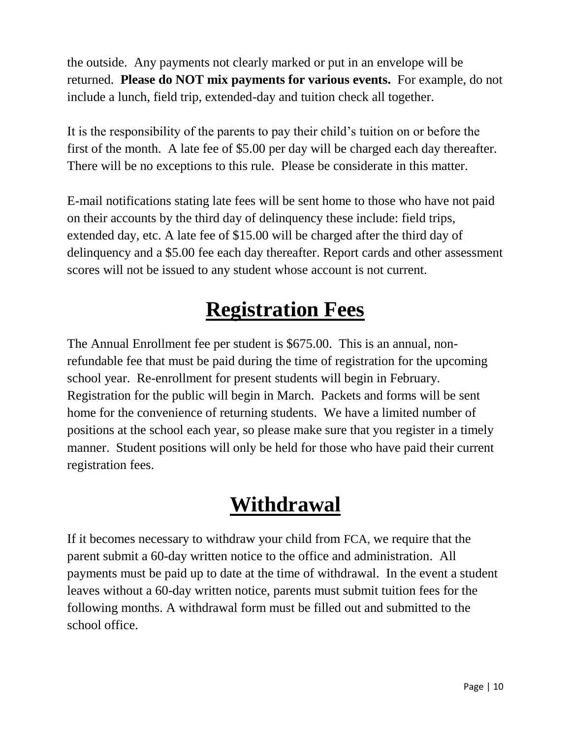the outside. Any payments not clearly marked or put in an envelope will be returned. **Please do NOT mix payments for various events.** For example, do not include a lunch, field trip, extended-day and tuition check all together.

It is the responsibility of the parents to pay their child's tuition on or before the first of the month. A late fee of $5.00 per day will be charged each day thereafter. There will be no exceptions to this rule. Please be considerate in this matter.

E-mail notifications stating late fees will be sent home to those who have not paid on their accounts by the third day of delinquency these include: field trips, extended day, etc. A late fee of $15.00 will be charged after the third day of delinquency and a $5.00 fee each day thereafter. Report cards and other assessment scores will not be issued to any student whose account is not current.

# Registration Fees

The Annual Enrollment fee per student is $675.00. This is an annual, non-refundable fee that must be paid during the time of registration for the upcoming school year. Re-enrollment for present students will begin in February. Registration for the public will begin in March. Packets and forms will be sent home for the convenience of returning students. We have a limited number of positions at the school each year, so please make sure that you register in a timely manner. Student positions will only be held for those who have paid their current registration fees.

# Withdrawal

If it becomes necessary to withdraw your child from FCA, we require that the parent submit a 60-day written notice to the office and administration. All payments must be paid up to date at the time of withdrawal. In the event a student leaves without a 60-day written notice, parents must submit tuition fees for the following months. A withdrawal form must be filled out and submitted to the school office.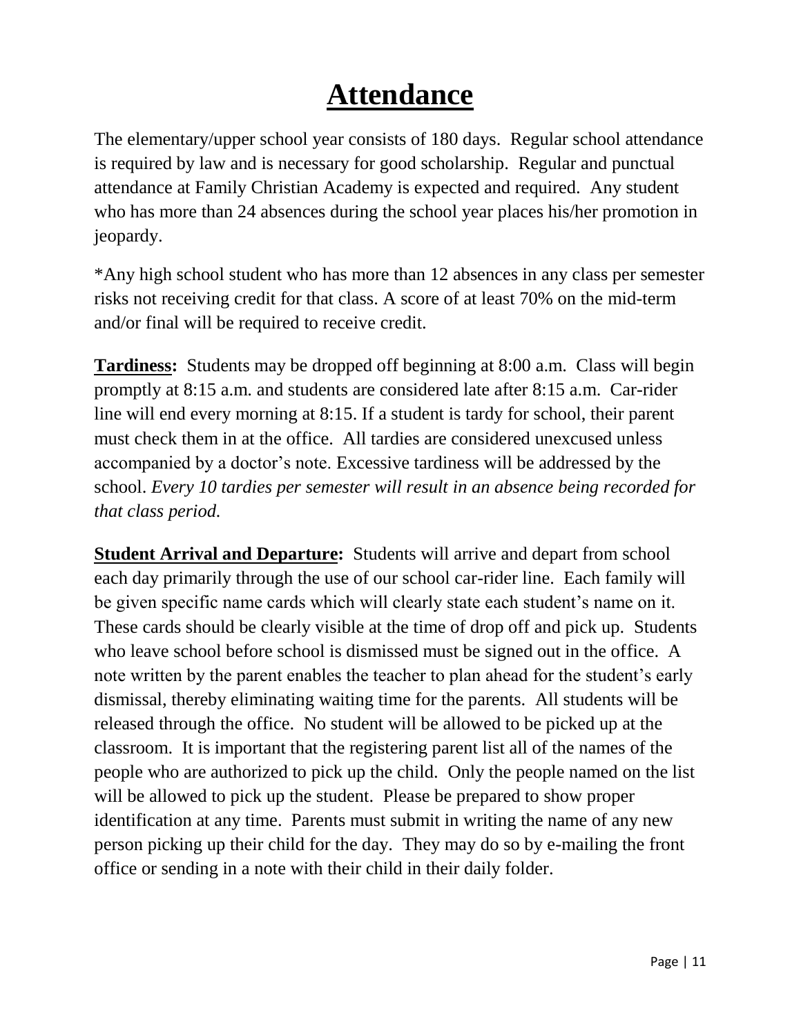# Attendance

The elementary/upper school year consists of 180 days. Regular school attendance is required by law and is necessary for good scholarship. Regular and punctual attendance at Family Christian Academy is expected and required. Any student who has more than 24 absences during the school year places his/her promotion in jeopardy.

*Any high school student who has more than 12 absences in any class per semester risks not receiving credit for that class. A score of at least 70% on the mid-term and/or final will be required to receive credit.

**Tardiness:** Students may be dropped off beginning at 8:00 a.m. Class will begin promptly at 8:15 a.m. and students are considered late after 8:15 a.m. Car-rider line will end every morning at 8:15. If a student is tardy for school, their parent must check them in at the office. All tardies are considered unexcused unless accompanied by a doctor's note. Excessive tardiness will be addressed by the school. *Every 10 tardies per semester will result in an absence being recorded for that class period.*

**Student Arrival and Departure:** Students will arrive and depart from school each day primarily through the use of our school car-rider line. Each family will be given specific name cards which will clearly state each student's name on it. These cards should be clearly visible at the time of drop off and pick up. Students who leave school before school is dismissed must be signed out in the office. A note written by the parent enables the teacher to plan ahead for the student's early dismissal, thereby eliminating waiting time for the parents. All students will be released through the office. No student will be allowed to be picked up at the classroom. It is important that the registering parent list all of the names of the people who are authorized to pick up the child. Only the people named on the list will be allowed to pick up the student. Please be prepared to show proper identification at any time. Parents must submit in writing the name of any new person picking up their child for the day. They may do so by e-mailing the front office or sending in a note with their child in their daily folder.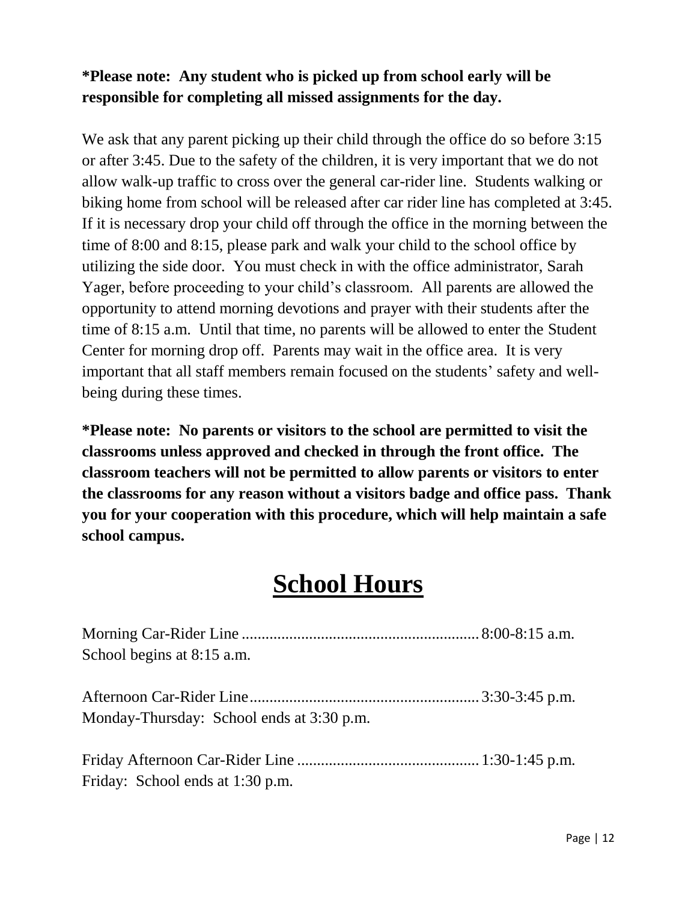**\*Please note: Any student who is picked up from school early will be responsible for completing all missed assignments for the day.**

We ask that any parent picking up their child through the office do so before 3:15 or after 3:45. Due to the safety of the children, it is very important that we do not allow walk-up traffic to cross over the general car-rider line. Students walking or biking home from school will be released after car rider line has completed at 3:45. If it is necessary drop your child off through the office in the morning between the time of 8:00 and 8:15, please park and walk your child to the school office by utilizing the side door. You must check in with the office administrator, Sarah Yager, before proceeding to your child's classroom. All parents are allowed the opportunity to attend morning devotions and prayer with their students after the time of 8:15 a.m. Until that time, no parents will be allowed to enter the Student Center for morning drop off. Parents may wait in the office area. It is very important that all staff members remain focused on the students' safety and well-being during these times.

**\*Please note: No parents or visitors to the school are permitted to visit the classrooms unless approved and checked in through the front office. The classroom teachers will not be permitted to allow parents or visitors to enter the classrooms for any reason without a visitors badge and office pass. Thank you for your cooperation with this procedure, which will help maintain a safe school campus.**

# School Hours

Morning Car-Rider Line ............................................................ 8:00-8:15 a.m.
School begins at 8:15 a.m.

Afternoon Car-Rider Line.......................................................... 3:30-3:45 p.m.
Monday-Thursday: School ends at 3:30 p.m.

Friday Afternoon Car-Rider Line ............................................. 1:30-1:45 p.m.
Friday: School ends at 1:30 p.m.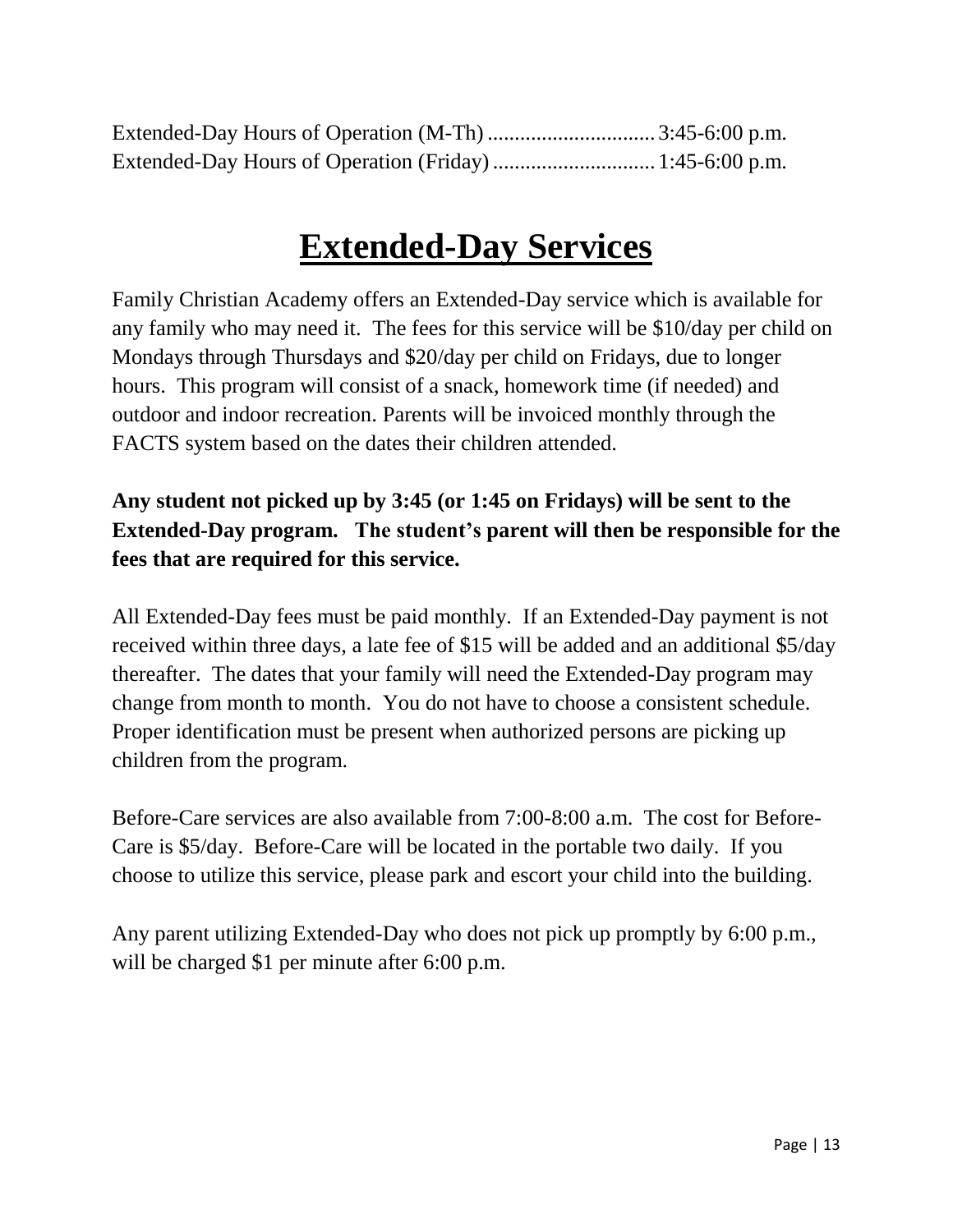Extended-Day Hours of Operation (M-Th) ............................... 3:45-6:00 p.m.
Extended-Day Hours of Operation (Friday) .............................. 1:45-6:00 p.m.

# Extended-Day Services

Family Christian Academy offers an Extended-Day service which is available for any family who may need it. The fees for this service will be \$10/day per child on Mondays through Thursdays and \$20/day per child on Fridays, due to longer hours. This program will consist of a snack, homework time (if needed) and outdoor and indoor recreation. Parents will be invoiced monthly through the FACTS system based on the dates their children attended.

**Any student not picked up by 3:45 (or 1:45 on Fridays) will be sent to the Extended-Day program. The student's parent will then be responsible for the fees that are required for this service.**

All Extended-Day fees must be paid monthly. If an Extended-Day payment is not received within three days, a late fee of \$15 will be added and an additional \$5/day thereafter. The dates that your family will need the Extended-Day program may change from month to month. You do not have to choose a consistent schedule. Proper identification must be present when authorized persons are picking up children from the program.

Before-Care services are also available from 7:00-8:00 a.m. The cost for Before-Care is \$5/day. Before-Care will be located in the portable two daily. If you choose to utilize this service, please park and escort your child into the building.

Any parent utilizing Extended-Day who does not pick up promptly by 6:00 p.m., will be charged \$1 per minute after 6:00 p.m.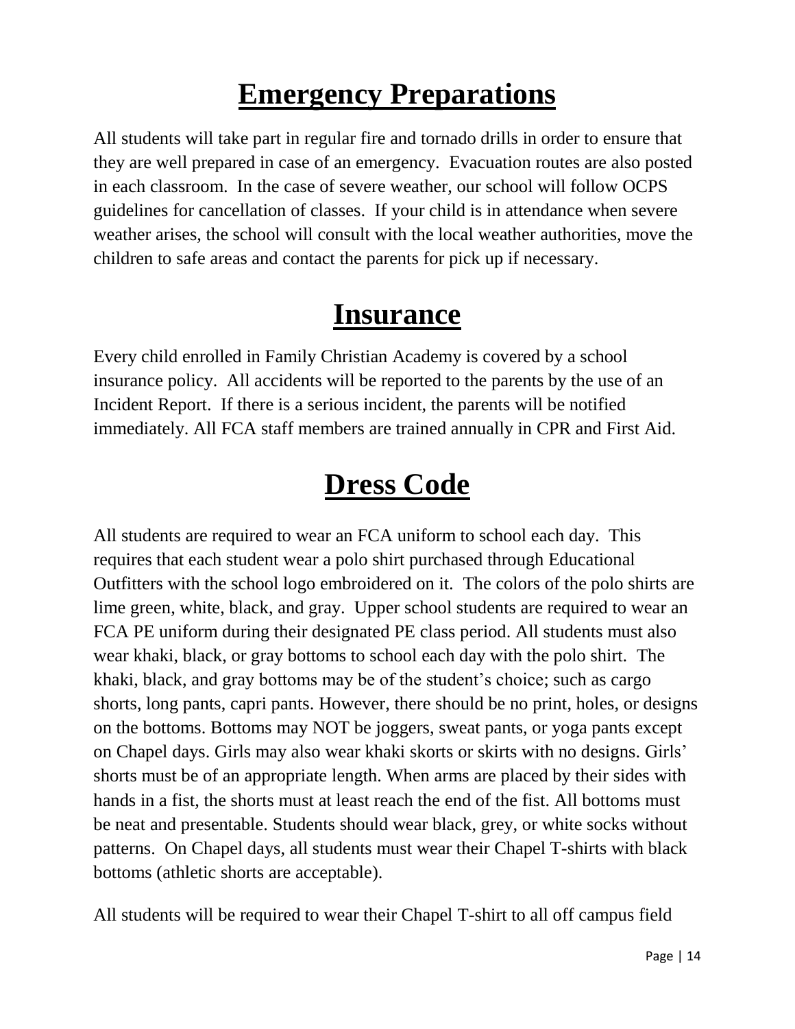# Emergency Preparations

All students will take part in regular fire and tornado drills in order to ensure that they are well prepared in case of an emergency. Evacuation routes are also posted in each classroom. In the case of severe weather, our school will follow OCPS guidelines for cancellation of classes. If your child is in attendance when severe weather arises, the school will consult with the local weather authorities, move the children to safe areas and contact the parents for pick up if necessary.

# Insurance

Every child enrolled in Family Christian Academy is covered by a school insurance policy. All accidents will be reported to the parents by the use of an Incident Report. If there is a serious incident, the parents will be notified immediately. All FCA staff members are trained annually in CPR and First Aid.

# Dress Code

All students are required to wear an FCA uniform to school each day. This requires that each student wear a polo shirt purchased through Educational Outfitters with the school logo embroidered on it. The colors of the polo shirts are lime green, white, black, and gray. Upper school students are required to wear an FCA PE uniform during their designated PE class period. All students must also wear khaki, black, or gray bottoms to school each day with the polo shirt. The khaki, black, and gray bottoms may be of the student's choice; such as cargo shorts, long pants, capri pants. However, there should be no print, holes, or designs on the bottoms. Bottoms may NOT be joggers, sweat pants, or yoga pants except on Chapel days. Girls may also wear khaki skorts or skirts with no designs. Girls' shorts must be of an appropriate length. When arms are placed by their sides with hands in a fist, the shorts must at least reach the end of the fist. All bottoms must be neat and presentable. Students should wear black, grey, or white socks without patterns. On Chapel days, all students must wear their Chapel T-shirts with black bottoms (athletic shorts are acceptable).

All students will be required to wear their Chapel T-shirt to all off campus field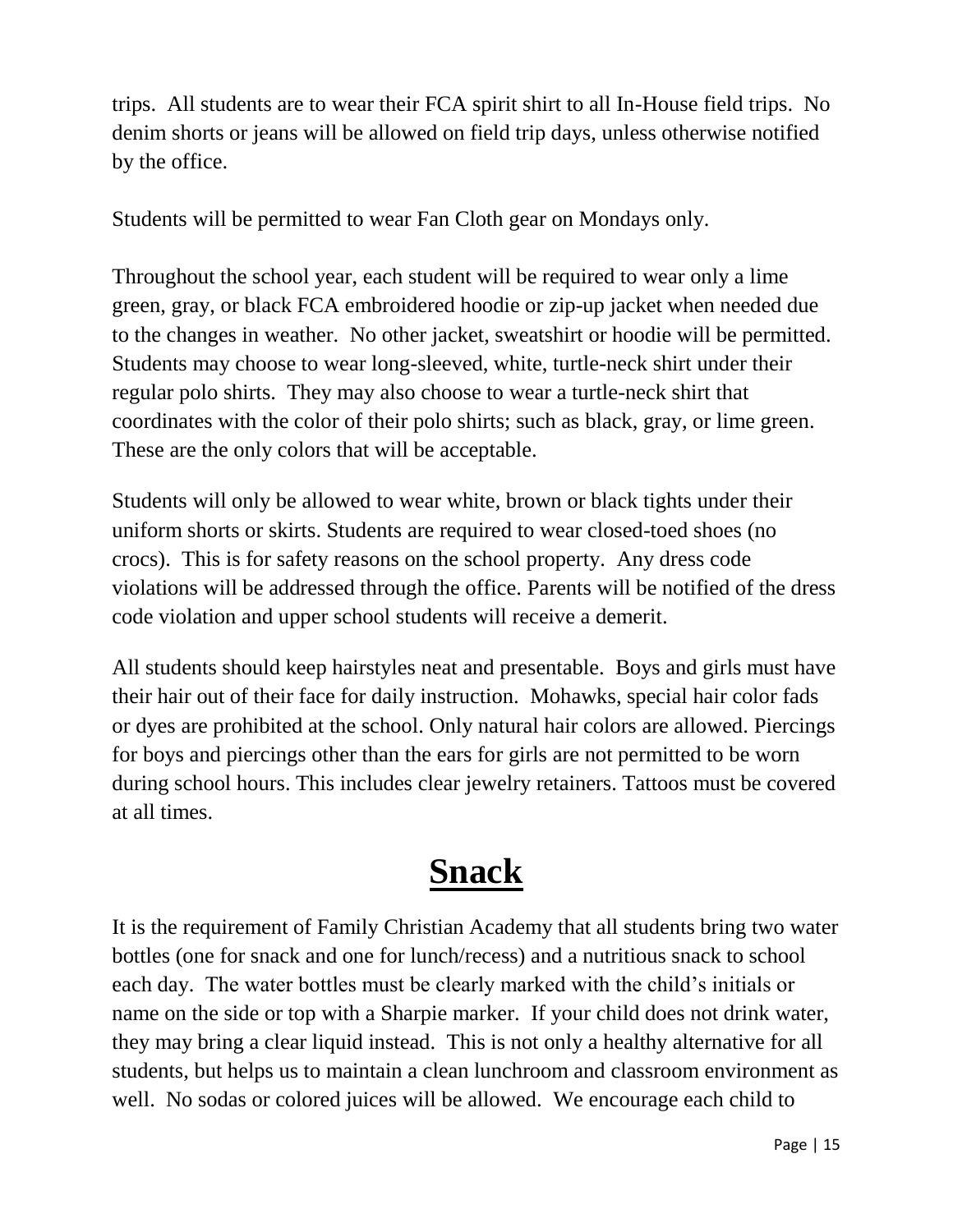trips. All students are to wear their FCA spirit shirt to all In-House field trips. No denim shorts or jeans will be allowed on field trip days, unless otherwise notified by the office.

Students will be permitted to wear Fan Cloth gear on Mondays only.

Throughout the school year, each student will be required to wear only a lime green, gray, or black FCA embroidered hoodie or zip-up jacket when needed due to the changes in weather. No other jacket, sweatshirt or hoodie will be permitted. Students may choose to wear long-sleeved, white, turtle-neck shirt under their regular polo shirts. They may also choose to wear a turtle-neck shirt that coordinates with the color of their polo shirts; such as black, gray, or lime green. These are the only colors that will be acceptable.

Students will only be allowed to wear white, brown or black tights under their uniform shorts or skirts. Students are required to wear closed-toed shoes (no crocs). This is for safety reasons on the school property. Any dress code violations will be addressed through the office. Parents will be notified of the dress code violation and upper school students will receive a demerit.

All students should keep hairstyles neat and presentable. Boys and girls must have their hair out of their face for daily instruction. Mohawks, special hair color fads or dyes are prohibited at the school. Only natural hair colors are allowed. Piercings for boys and piercings other than the ears for girls are not permitted to be worn during school hours. This includes clear jewelry retainers. Tattoos must be covered at all times.

# Snack

It is the requirement of Family Christian Academy that all students bring two water bottles (one for snack and one for lunch/recess) and a nutritious snack to school each day. The water bottles must be clearly marked with the child's initials or name on the side or top with a Sharpie marker. If your child does not drink water, they may bring a clear liquid instead. This is not only a healthy alternative for all students, but helps us to maintain a clean lunchroom and classroom environment as well. No sodas or colored juices will be allowed. We encourage each child to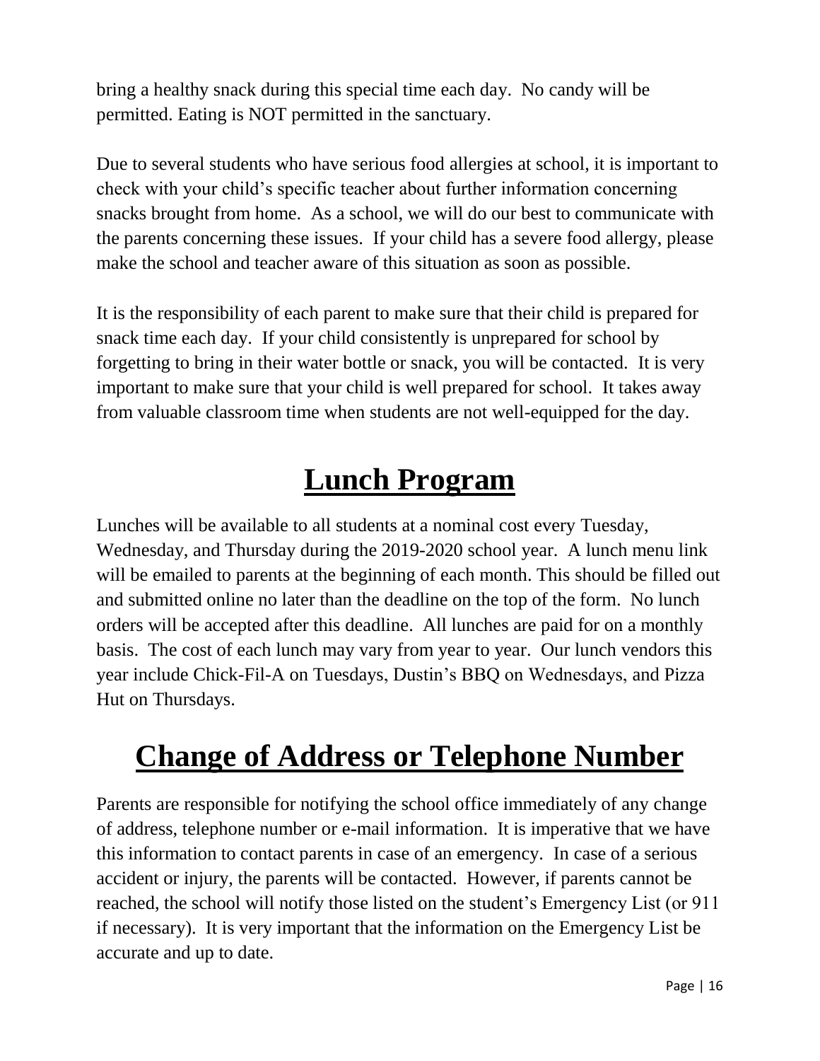bring a healthy snack during this special time each day. No candy will be permitted. Eating is NOT permitted in the sanctuary.

Due to several students who have serious food allergies at school, it is important to check with your child's specific teacher about further information concerning snacks brought from home. As a school, we will do our best to communicate with the parents concerning these issues. If your child has a severe food allergy, please make the school and teacher aware of this situation as soon as possible.

It is the responsibility of each parent to make sure that their child is prepared for snack time each day. If your child consistently is unprepared for school by forgetting to bring in their water bottle or snack, you will be contacted. It is very important to make sure that your child is well prepared for school. It takes away from valuable classroom time when students are not well-equipped for the day.

# Lunch Program

Lunches will be available to all students at a nominal cost every Tuesday, Wednesday, and Thursday during the 2019-2020 school year. A lunch menu link will be emailed to parents at the beginning of each month. This should be filled out and submitted online no later than the deadline on the top of the form. No lunch orders will be accepted after this deadline. All lunches are paid for on a monthly basis. The cost of each lunch may vary from year to year. Our lunch vendors this year include Chick-Fil-A on Tuesdays, Dustin's BBQ on Wednesdays, and Pizza Hut on Thursdays.

# Change of Address or Telephone Number

Parents are responsible for notifying the school office immediately of any change of address, telephone number or e-mail information. It is imperative that we have this information to contact parents in case of an emergency. In case of a serious accident or injury, the parents will be contacted. However, if parents cannot be reached, the school will notify those listed on the student's Emergency List (or 911 if necessary). It is very important that the information on the Emergency List be accurate and up to date.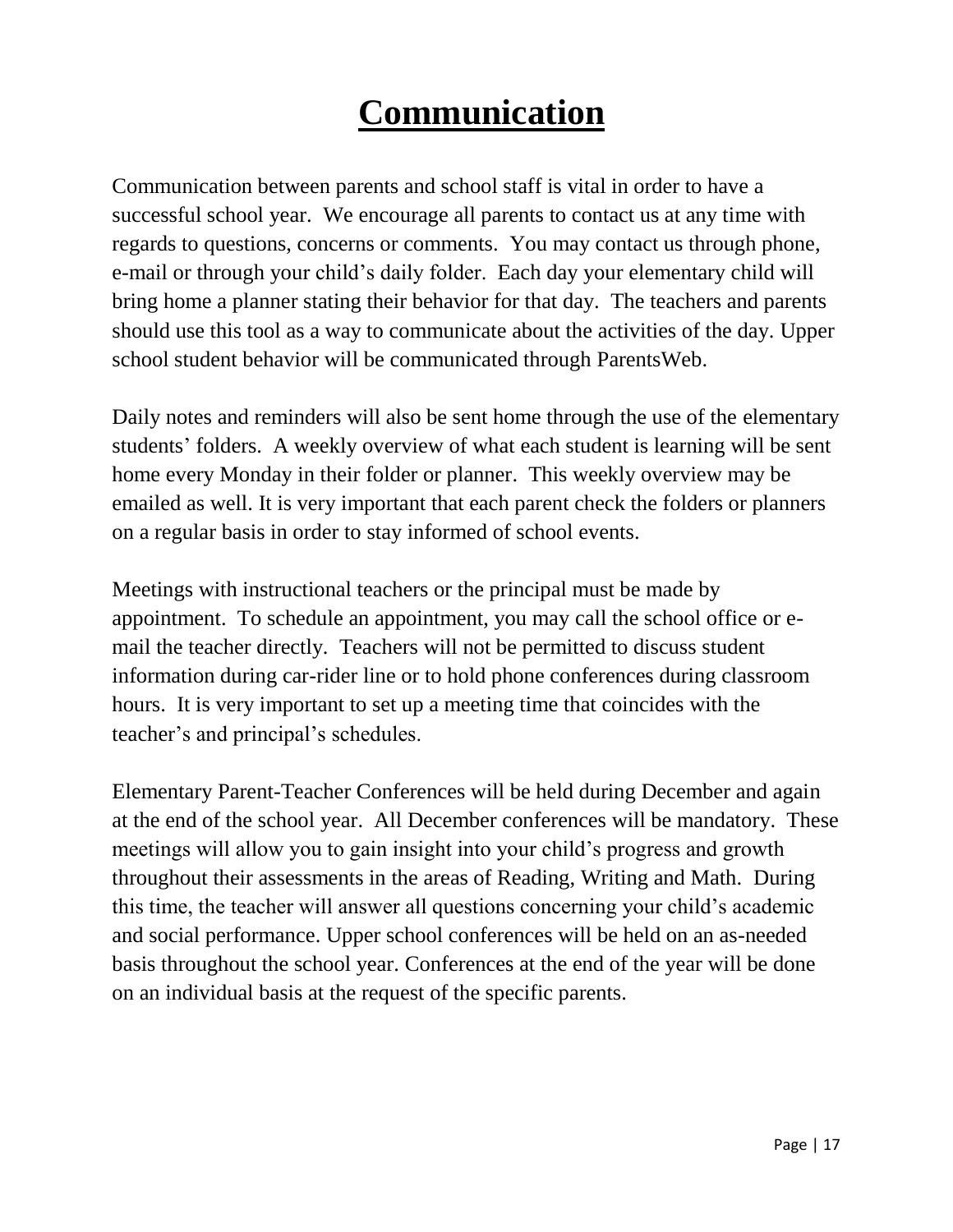# Communication

Communication between parents and school staff is vital in order to have a successful school year. We encourage all parents to contact us at any time with regards to questions, concerns or comments. You may contact us through phone, e-mail or through your child's daily folder. Each day your elementary child will bring home a planner stating their behavior for that day. The teachers and parents should use this tool as a way to communicate about the activities of the day. Upper school student behavior will be communicated through ParentsWeb.

Daily notes and reminders will also be sent home through the use of the elementary students' folders. A weekly overview of what each student is learning will be sent home every Monday in their folder or planner. This weekly overview may be emailed as well. It is very important that each parent check the folders or planners on a regular basis in order to stay informed of school events.

Meetings with instructional teachers or the principal must be made by appointment. To schedule an appointment, you may call the school office or e-mail the teacher directly. Teachers will not be permitted to discuss student information during car-rider line or to hold phone conferences during classroom hours. It is very important to set up a meeting time that coincides with the teacher's and principal's schedules.

Elementary Parent-Teacher Conferences will be held during December and again at the end of the school year. All December conferences will be mandatory. These meetings will allow you to gain insight into your child's progress and growth throughout their assessments in the areas of Reading, Writing and Math. During this time, the teacher will answer all questions concerning your child's academic and social performance. Upper school conferences will be held on an as-needed basis throughout the school year. Conferences at the end of the year will be done on an individual basis at the request of the specific parents.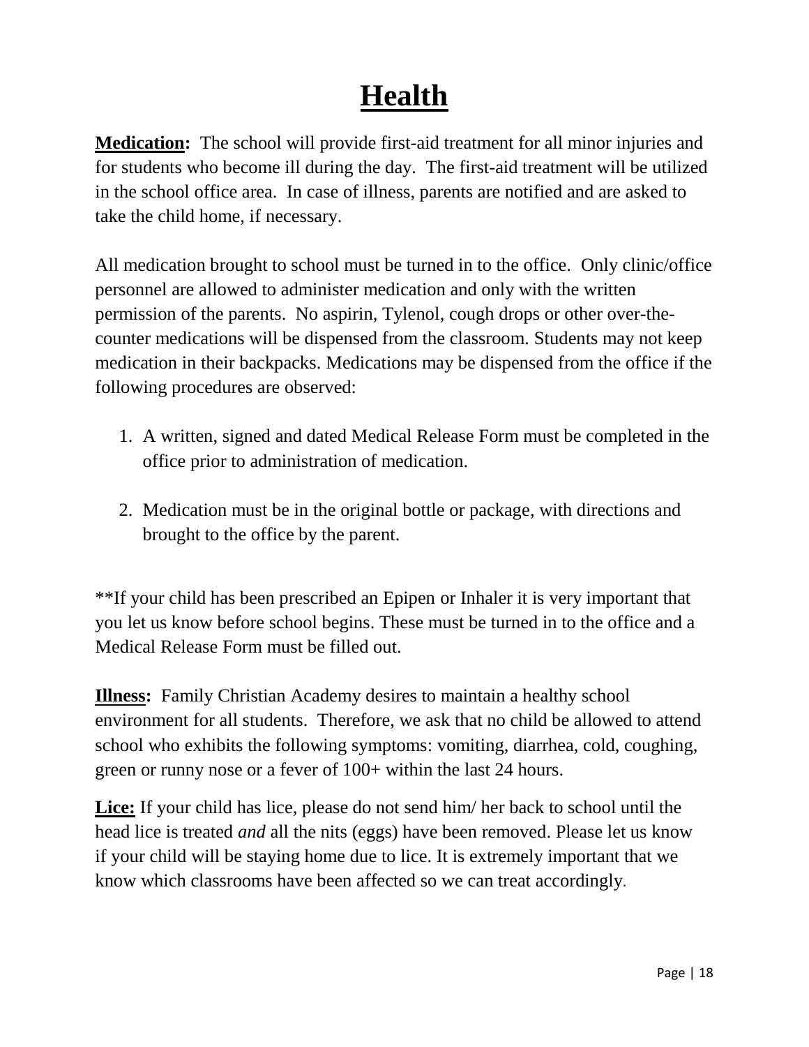# Health

**Medication:** The school will provide first-aid treatment for all minor injuries and for students who become ill during the day. The first-aid treatment will be utilized in the school office area. In case of illness, parents are notified and are asked to take the child home, if necessary.

All medication brought to school must be turned in to the office. Only clinic/office personnel are allowed to administer medication and only with the written permission of the parents. No aspirin, Tylenol, cough drops or other over-the-counter medications will be dispensed from the classroom. Students may not keep medication in their backpacks. Medications may be dispensed from the office if the following procedures are observed:

1. A written, signed and dated Medical Release Form must be completed in the office prior to administration of medication.
2. Medication must be in the original bottle or package, with directions and brought to the office by the parent.

**If your child has been prescribed an Epipen or Inhaler it is very important that you let us know before school begins. These must be turned in to the office and a Medical Release Form must be filled out.

**Illness:** Family Christian Academy desires to maintain a healthy school environment for all students. Therefore, we ask that no child be allowed to attend school who exhibits the following symptoms: vomiting, diarrhea, cold, coughing, green or runny nose or a fever of 100+ within the last 24 hours.

**Lice:** If your child has lice, please do not send him/ her back to school until the head lice is treated *and* all the nits (eggs) have been removed. Please let us know if your child will be staying home due to lice. It is extremely important that we know which classrooms have been affected so we can treat accordingly.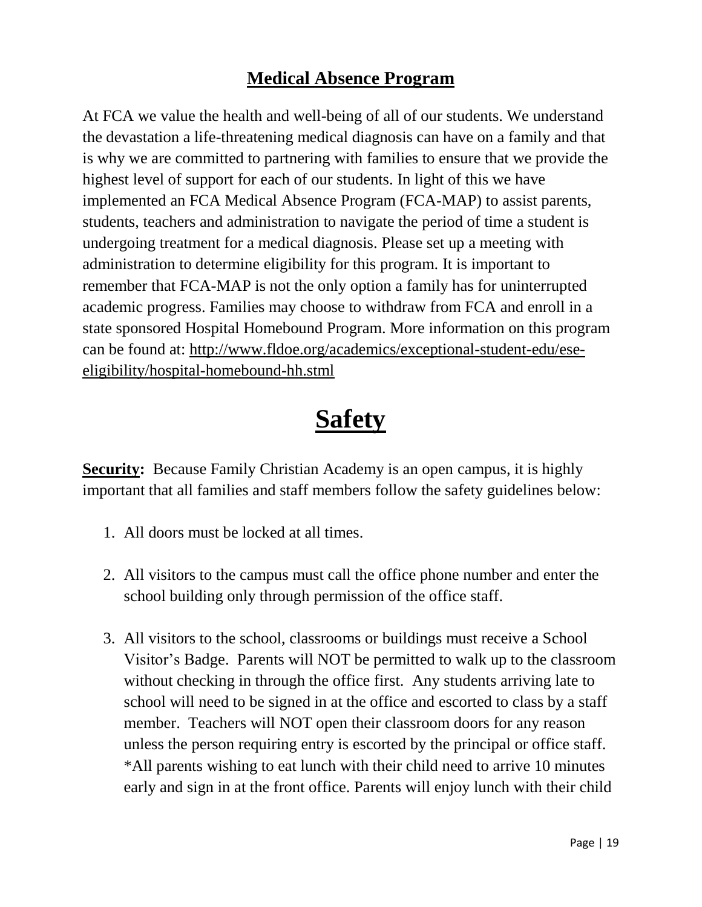## Medical Absence Program

At FCA we value the health and well-being of all of our students. We understand the devastation a life-threatening medical diagnosis can have on a family and that is why we are committed to partnering with families to ensure that we provide the highest level of support for each of our students. In light of this we have implemented an FCA Medical Absence Program (FCA-MAP) to assist parents, students, teachers and administration to navigate the period of time a student is undergoing treatment for a medical diagnosis. Please set up a meeting with administration to determine eligibility for this program. It is important to remember that FCA-MAP is not the only option a family has for uninterrupted academic progress. Families may choose to withdraw from FCA and enroll in a state sponsored Hospital Homebound Program. More information on this program can be found at: [http://www.fldoe.org/academics/exceptional-student-edu/ese-eligibility/hospital-homebound-hh.stml](http://www.fldoe.org/academics/exceptional-student-edu/ese-eligibility/hospital-homebound-hh.stml)

# Safety

**Security:** Because Family Christian Academy is an open campus, it is highly important that all families and staff members follow the safety guidelines below:

1. All doors must be locked at all times.

2. All visitors to the campus must call the office phone number and enter the school building only through permission of the office staff.

3. All visitors to the school, classrooms or buildings must receive a School Visitor's Badge. Parents will NOT be permitted to walk up to the classroom without checking in through the office first. Any students arriving late to school will need to be signed in at the office and escorted to class by a staff member. Teachers will NOT open their classroom doors for any reason unless the person requiring entry is escorted by the principal or office staff. *All parents wishing to eat lunch with their child need to arrive 10 minutes early and sign in at the front office. Parents will enjoy lunch with their child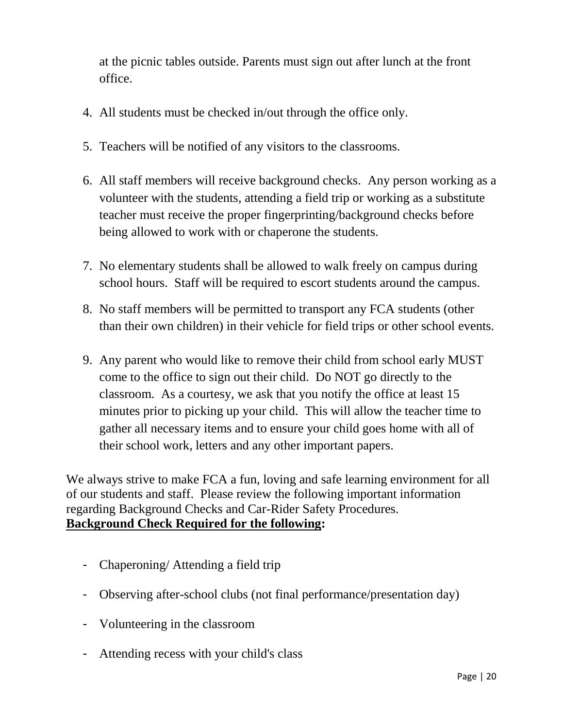at the picnic tables outside. Parents must sign out after lunch at the front office.

4. All students must be checked in/out through the office only.

5. Teachers will be notified of any visitors to the classrooms.

6. All staff members will receive background checks. Any person working as a volunteer with the students, attending a field trip or working as a substitute teacher must receive the proper fingerprinting/background checks before being allowed to work with or chaperone the students.

7. No elementary students shall be allowed to walk freely on campus during school hours. Staff will be required to escort students around the campus.

8. No staff members will be permitted to transport any FCA students (other than their own children) in their vehicle for field trips or other school events.

9. Any parent who would like to remove their child from school early MUST come to the office to sign out their child. Do NOT go directly to the classroom. As a courtesy, we ask that you notify the office at least 15 minutes prior to picking up your child. This will allow the teacher time to gather all necessary items and to ensure your child goes home with all of their school work, letters and any other important papers.

We always strive to make FCA a fun, loving and safe learning environment for all of our students and staff. Please review the following important information regarding Background Checks and Car-Rider Safety Procedures.

**Background Check Required for the following:**

- Chaperoning/ Attending a field trip
- Observing after-school clubs (not final performance/presentation day)
- Volunteering in the classroom
- Attending recess with your child's class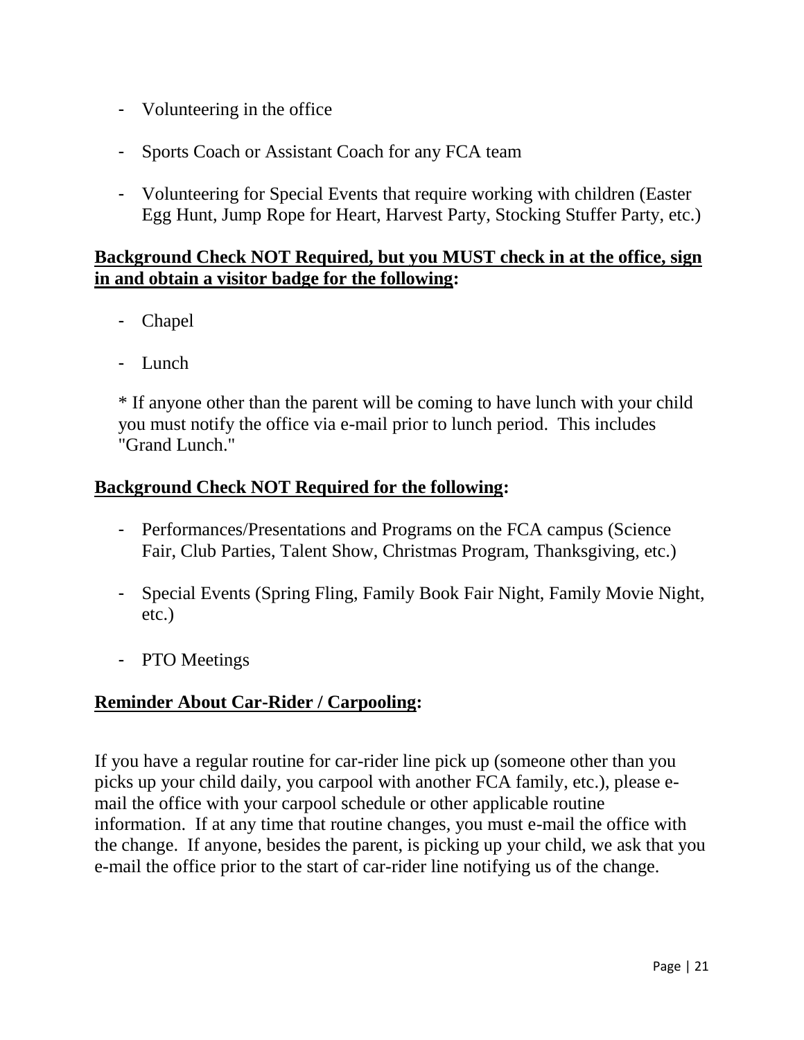- Volunteering in the office
- Sports Coach or Assistant Coach for any FCA team
- Volunteering for Special Events that require working with children (Easter Egg Hunt, Jump Rope for Heart, Harvest Party, Stocking Stuffer Party, etc.)

**Background Check NOT Required, but you MUST check in at the office, sign in and obtain a visitor badge for the following:**

- Chapel
- Lunch

* If anyone other than the parent will be coming to have lunch with your child you must notify the office via e-mail prior to lunch period. This includes "Grand Lunch."

**Background Check NOT Required for the following:**

- Performances/Presentations and Programs on the FCA campus (Science Fair, Club Parties, Talent Show, Christmas Program, Thanksgiving, etc.)
- Special Events (Spring Fling, Family Book Fair Night, Family Movie Night, etc.)
- PTO Meetings

**Reminder About Car-Rider / Carpooling:**

If you have a regular routine for car-rider line pick up (someone other than you picks up your child daily, you carpool with another FCA family, etc.), please e-mail the office with your carpool schedule or other applicable routine information. If at any time that routine changes, you must e-mail the office with the change. If anyone, besides the parent, is picking up your child, we ask that you e-mail the office prior to the start of car-rider line notifying us of the change.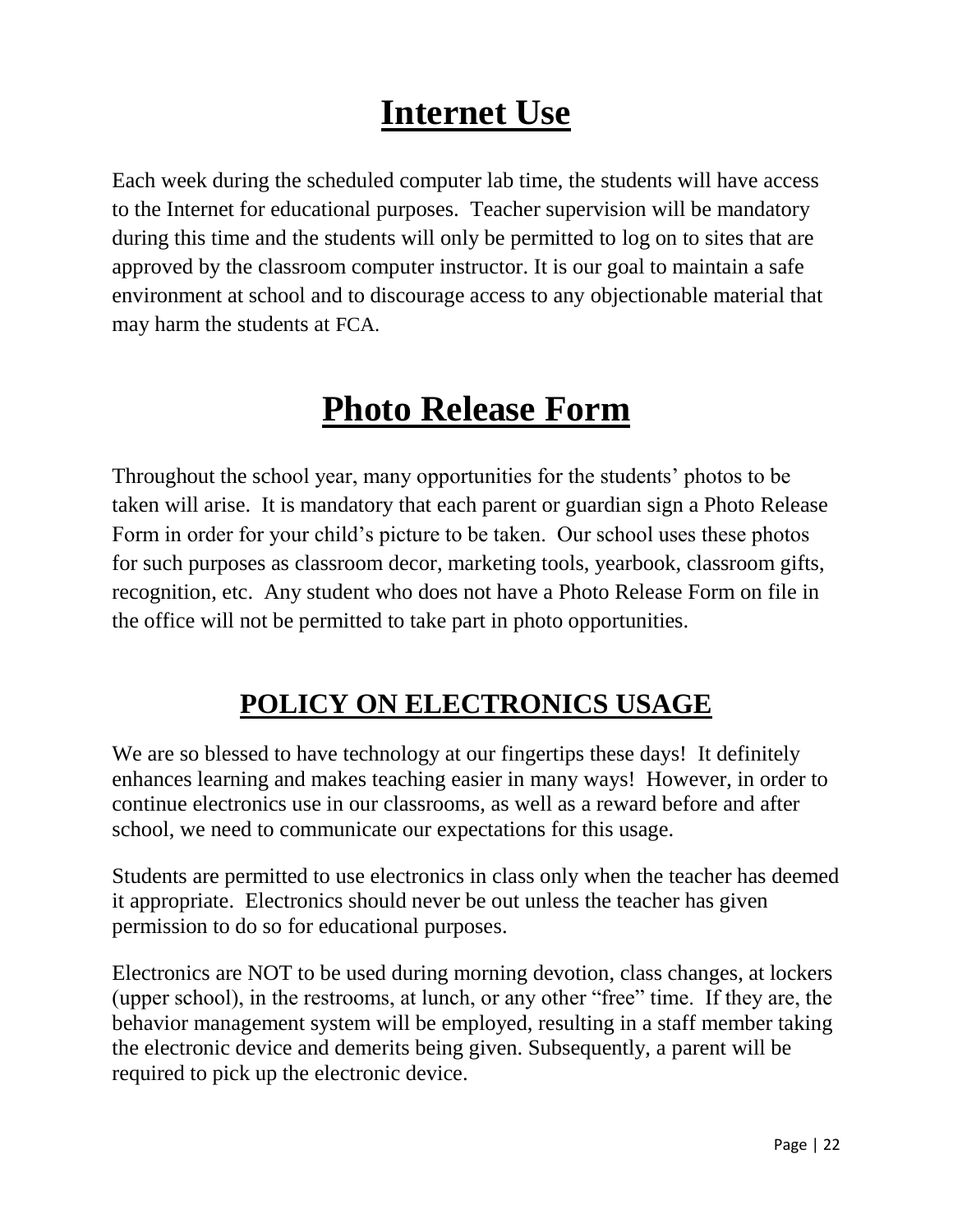# Internet Use

Each week during the scheduled computer lab time, the students will have access to the Internet for educational purposes. Teacher supervision will be mandatory during this time and the students will only be permitted to log on to sites that are approved by the classroom computer instructor. It is our goal to maintain a safe environment at school and to discourage access to any objectionable material that may harm the students at FCA.

# Photo Release Form

Throughout the school year, many opportunities for the students' photos to be taken will arise. It is mandatory that each parent or guardian sign a Photo Release Form in order for your child's picture to be taken. Our school uses these photos for such purposes as classroom decor, marketing tools, yearbook, classroom gifts, recognition, etc. Any student who does not have a Photo Release Form on file in the office will not be permitted to take part in photo opportunities.

## POLICY ON ELECTRONICS USAGE

We are so blessed to have technology at our fingertips these days! It definitely enhances learning and makes teaching easier in many ways! However, in order to continue electronics use in our classrooms, as well as a reward before and after school, we need to communicate our expectations for this usage.

Students are permitted to use electronics in class only when the teacher has deemed it appropriate. Electronics should never be out unless the teacher has given permission to do so for educational purposes.

Electronics are NOT to be used during morning devotion, class changes, at lockers (upper school), in the restrooms, at lunch, or any other "free" time. If they are, the behavior management system will be employed, resulting in a staff member taking the electronic device and demerits being given. Subsequently, a parent will be required to pick up the electronic device.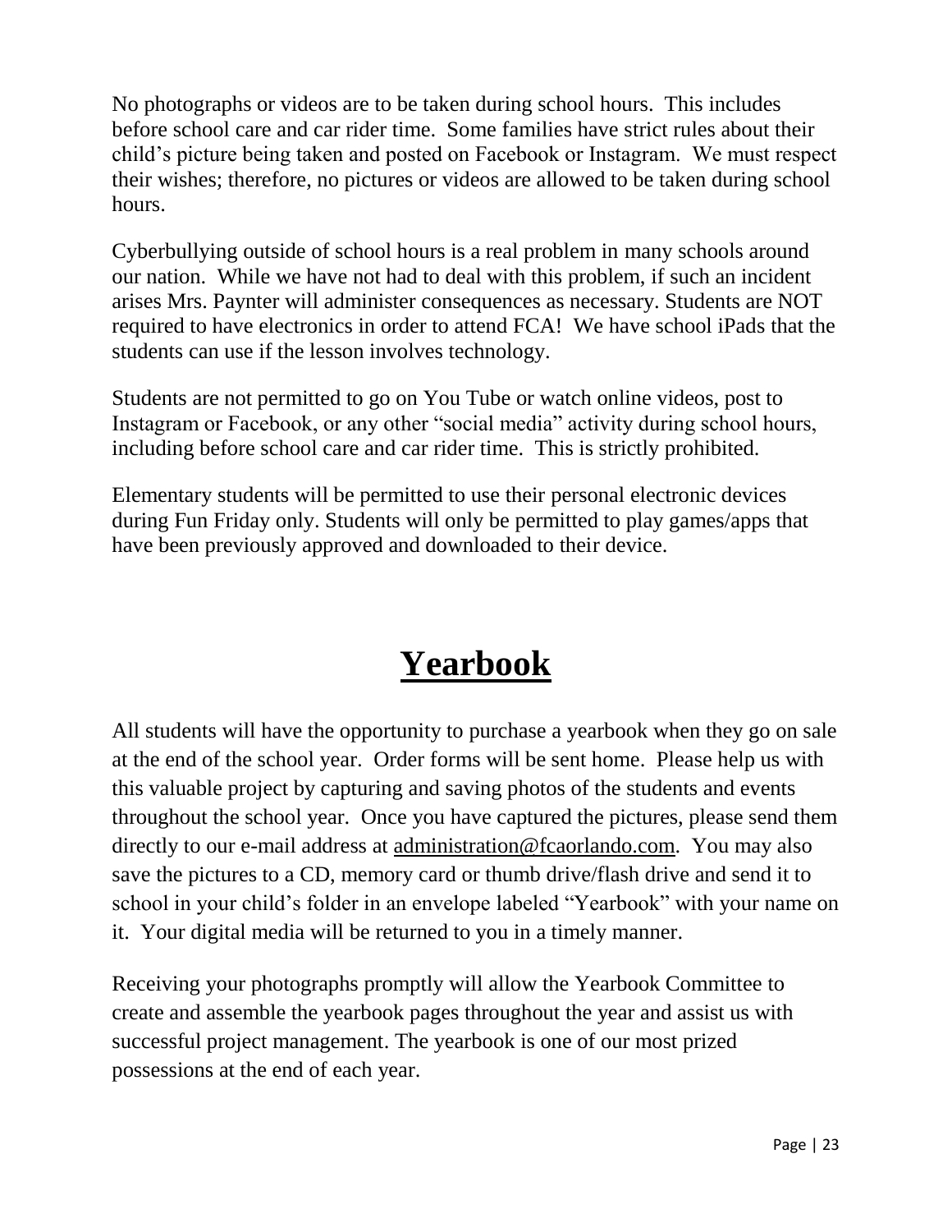No photographs or videos are to be taken during school hours. This includes before school care and car rider time. Some families have strict rules about their child's picture being taken and posted on Facebook or Instagram. We must respect their wishes; therefore, no pictures or videos are allowed to be taken during school hours.

Cyberbullying outside of school hours is a real problem in many schools around our nation. While we have not had to deal with this problem, if such an incident arises Mrs. Paynter will administer consequences as necessary. Students are NOT required to have electronics in order to attend FCA! We have school iPads that the students can use if the lesson involves technology.

Students are not permitted to go on You Tube or watch online videos, post to Instagram or Facebook, or any other "social media" activity during school hours, including before school care and car rider time. This is strictly prohibited.

Elementary students will be permitted to use their personal electronic devices during Fun Friday only. Students will only be permitted to play games/apps that have been previously approved and downloaded to their device.

# Yearbook

All students will have the opportunity to purchase a yearbook when they go on sale at the end of the school year. Order forms will be sent home. Please help us with this valuable project by capturing and saving photos of the students and events throughout the school year. Once you have captured the pictures, please send them directly to our e-mail address at administration@fcaorlando.com. You may also save the pictures to a CD, memory card or thumb drive/flash drive and send it to school in your child's folder in an envelope labeled "Yearbook" with your name on it. Your digital media will be returned to you in a timely manner.

Receiving your photographs promptly will allow the Yearbook Committee to create and assemble the yearbook pages throughout the year and assist us with successful project management. The yearbook is one of our most prized possessions at the end of each year.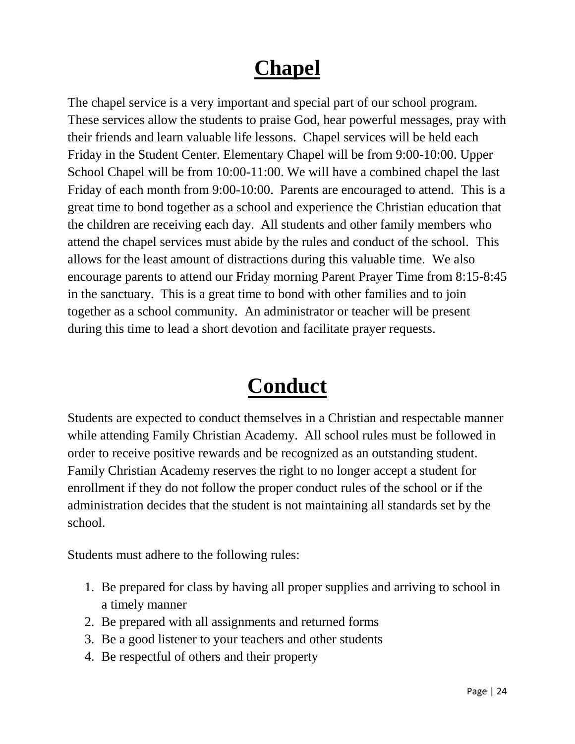# Chapel

The chapel service is a very important and special part of our school program. These services allow the students to praise God, hear powerful messages, pray with their friends and learn valuable life lessons. Chapel services will be held each Friday in the Student Center. Elementary Chapel will be from 9:00-10:00. Upper School Chapel will be from 10:00-11:00. We will have a combined chapel the last Friday of each month from 9:00-10:00. Parents are encouraged to attend. This is a great time to bond together as a school and experience the Christian education that the children are receiving each day. All students and other family members who attend the chapel services must abide by the rules and conduct of the school. This allows for the least amount of distractions during this valuable time. We also encourage parents to attend our Friday morning Parent Prayer Time from 8:15-8:45 in the sanctuary. This is a great time to bond with other families and to join together as a school community. An administrator or teacher will be present during this time to lead a short devotion and facilitate prayer requests.

# Conduct

Students are expected to conduct themselves in a Christian and respectable manner while attending Family Christian Academy. All school rules must be followed in order to receive positive rewards and be recognized as an outstanding student. Family Christian Academy reserves the right to no longer accept a student for enrollment if they do not follow the proper conduct rules of the school or if the administration decides that the student is not maintaining all standards set by the school.

Students must adhere to the following rules:

1. Be prepared for class by having all proper supplies and arriving to school in a timely manner
2. Be prepared with all assignments and returned forms
3. Be a good listener to your teachers and other students
4. Be respectful of others and their property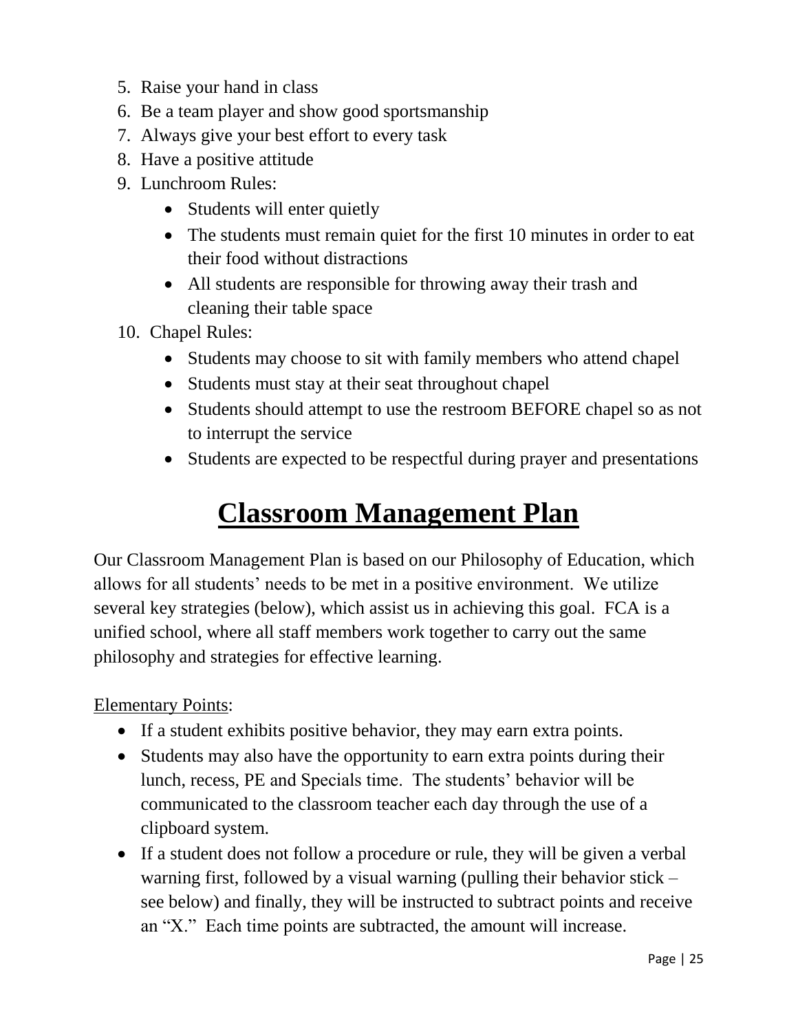5. Raise your hand in class
6. Be a team player and show good sportsmanship
7. Always give your best effort to every task
8. Have a positive attitude
9. Lunchroom Rules:
    - Students will enter quietly
    - The students must remain quiet for the first 10 minutes in order to eat their food without distractions
    - All students are responsible for throwing away their trash and cleaning their table space
10. Chapel Rules:
    - Students may choose to sit with family members who attend chapel
    - Students must stay at their seat throughout chapel
    - Students should attempt to use the restroom BEFORE chapel so as not to interrupt the service
    - Students are expected to be respectful during prayer and presentations

# Classroom Management Plan

Our Classroom Management Plan is based on our Philosophy of Education, which allows for all students' needs to be met in a positive environment. We utilize several key strategies (below), which assist us in achieving this goal. FCA is a unified school, where all staff members work together to carry out the same philosophy and strategies for effective learning.

Elementary Points:

- If a student exhibits positive behavior, they may earn extra points.
- Students may also have the opportunity to earn extra points during their lunch, recess, PE and Specials time. The students' behavior will be communicated to the classroom teacher each day through the use of a clipboard system.
- If a student does not follow a procedure or rule, they will be given a verbal warning first, followed by a visual warning (pulling their behavior stick – see below) and finally, they will be instructed to subtract points and receive an "X." Each time points are subtracted, the amount will increase.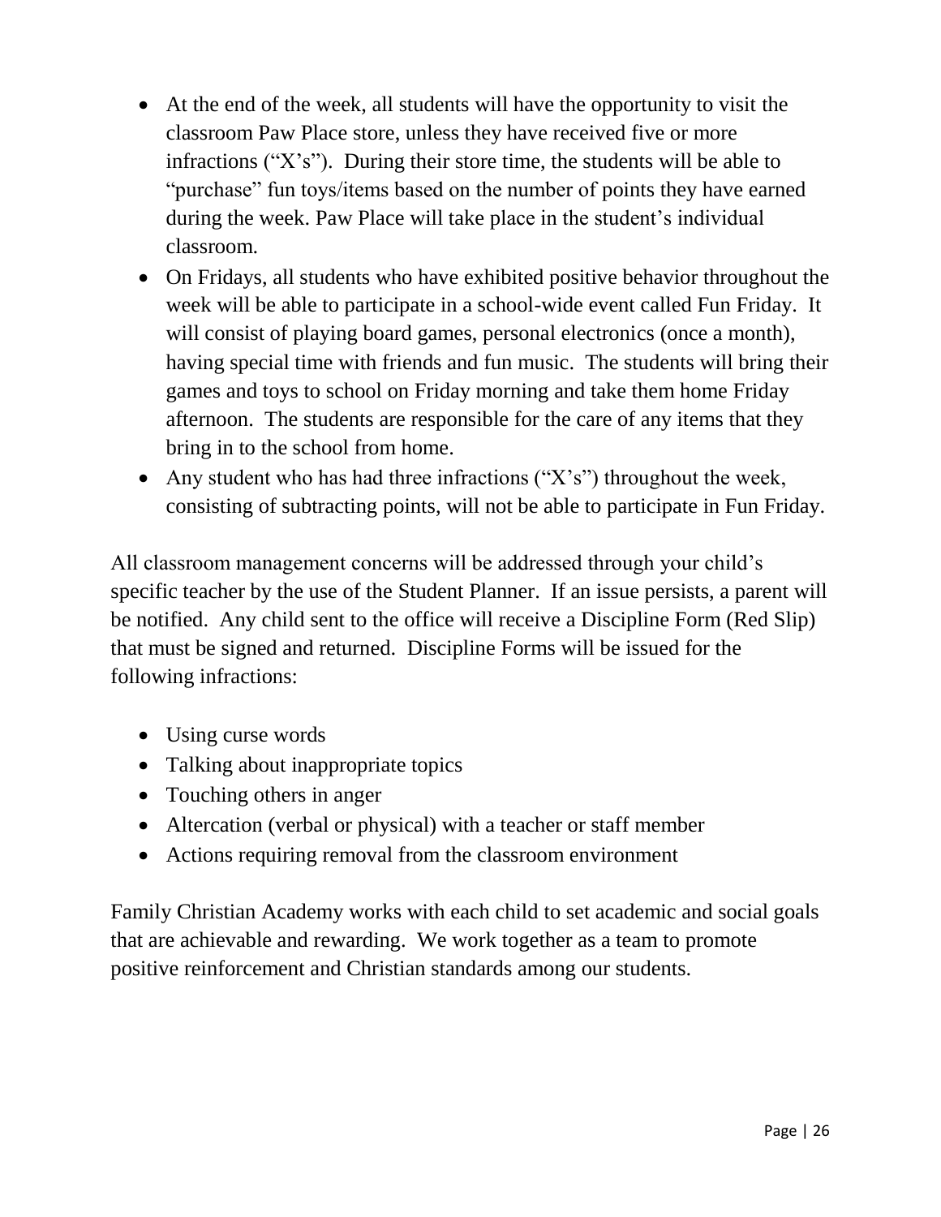- At the end of the week, all students will have the opportunity to visit the classroom Paw Place store, unless they have received five or more infractions ("X's"). During their store time, the students will be able to "purchase" fun toys/items based on the number of points they have earned during the week. Paw Place will take place in the student's individual classroom.
- On Fridays, all students who have exhibited positive behavior throughout the week will be able to participate in a school-wide event called Fun Friday. It will consist of playing board games, personal electronics (once a month), having special time with friends and fun music. The students will bring their games and toys to school on Friday morning and take them home Friday afternoon. The students are responsible for the care of any items that they bring in to the school from home.
- Any student who has had three infractions ("X's") throughout the week, consisting of subtracting points, will not be able to participate in Fun Friday.

All classroom management concerns will be addressed through your child's specific teacher by the use of the Student Planner. If an issue persists, a parent will be notified. Any child sent to the office will receive a Discipline Form (Red Slip) that must be signed and returned. Discipline Forms will be issued for the following infractions:

- Using curse words
- Talking about inappropriate topics
- Touching others in anger
- Altercation (verbal or physical) with a teacher or staff member
- Actions requiring removal from the classroom environment

Family Christian Academy works with each child to set academic and social goals that are achievable and rewarding. We work together as a team to promote positive reinforcement and Christian standards among our students.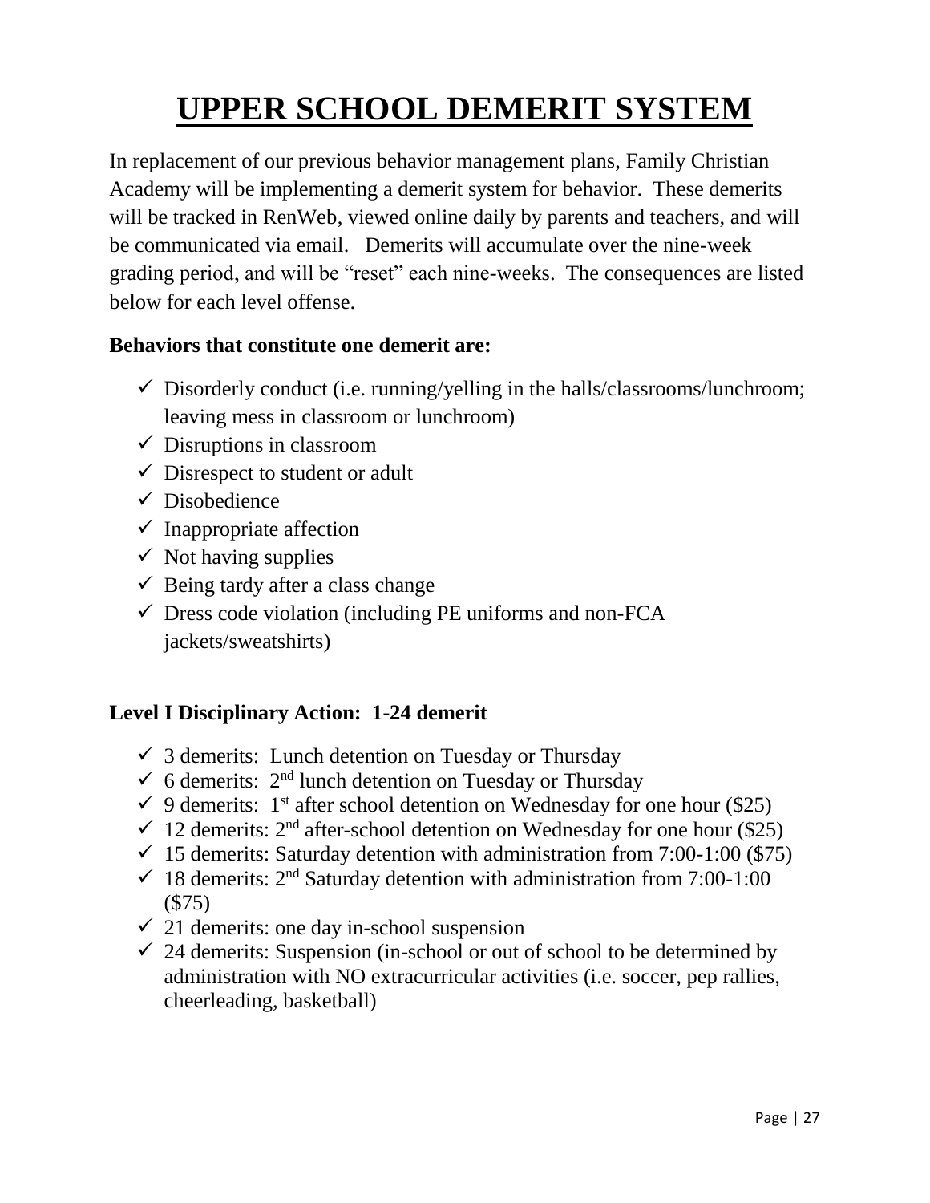# UPPER SCHOOL DEMERIT SYSTEM

In replacement of our previous behavior management plans, Family Christian Academy will be implementing a demerit system for behavior. These demerits will be tracked in RenWeb, viewed online daily by parents and teachers, and will be communicated via email. Demerits will accumulate over the nine-week grading period, and will be "reset" each nine-weeks. The consequences are listed below for each level offense.

**Behaviors that constitute one demerit are:**

- ✓ Disorderly conduct (i.e. running/yelling in the halls/classrooms/lunchroom; leaving mess in classroom or lunchroom)
- ✓ Disruptions in classroom
- ✓ Disrespect to student or adult
- ✓ Disobedience
- ✓ Inappropriate affection
- ✓ Not having supplies
- ✓ Being tardy after a class change
- ✓ Dress code violation (including PE uniforms and non-FCA jackets/sweatshirts)

**Level I Disciplinary Action: 1-24 demerit**

- ✓ 3 demerits: Lunch detention on Tuesday or Thursday
- ✓ 6 demerits: 2nd lunch detention on Tuesday or Thursday
- ✓ 9 demerits: 1st after school detention on Wednesday for one hour ($25)
- ✓ 12 demerits: 2nd after-school detention on Wednesday for one hour ($25)
- ✓ 15 demerits: Saturday detention with administration from 7:00-1:00 ($75)
- ✓ 18 demerits: 2nd Saturday detention with administration from 7:00-1:00 ($75)
- ✓ 21 demerits: one day in-school suspension
- ✓ 24 demerits: Suspension (in-school or out of school to be determined by administration with NO extracurricular activities (i.e. soccer, pep rallies, cheerleading, basketball)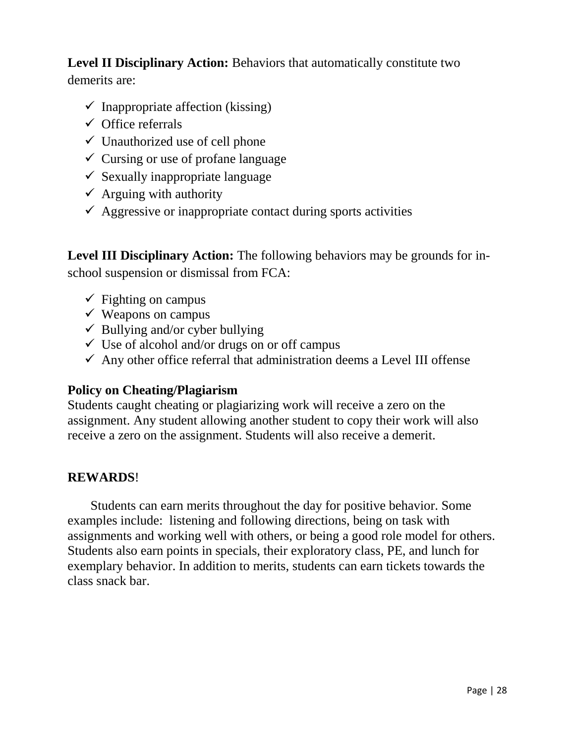**Level II Disciplinary Action:** Behaviors that automatically constitute two demerits are:

- ✓ Inappropriate affection (kissing)
- ✓ Office referrals
- ✓ Unauthorized use of cell phone
- ✓ Cursing or use of profane language
- ✓ Sexually inappropriate language
- ✓ Arguing with authority
- ✓ Aggressive or inappropriate contact during sports activities

**Level III Disciplinary Action:** The following behaviors may be grounds for in-school suspension or dismissal from FCA:

- ✓ Fighting on campus
- ✓ Weapons on campus
- ✓ Bullying and/or cyber bullying
- ✓ Use of alcohol and/or drugs on or off campus
- ✓ Any other office referral that administration deems a Level III offense

**Policy on Cheating/Plagiarism**

Students caught cheating or plagiarizing work will receive a zero on the assignment. Any student allowing another student to copy their work will also receive a zero on the assignment. Students will also receive a demerit.

**REWARDS**!

Students can earn merits throughout the day for positive behavior. Some examples include: listening and following directions, being on task with assignments and working well with others, or being a good role model for others. Students also earn points in specials, their exploratory class, PE, and lunch for exemplary behavior. In addition to merits, students can earn tickets towards the class snack bar.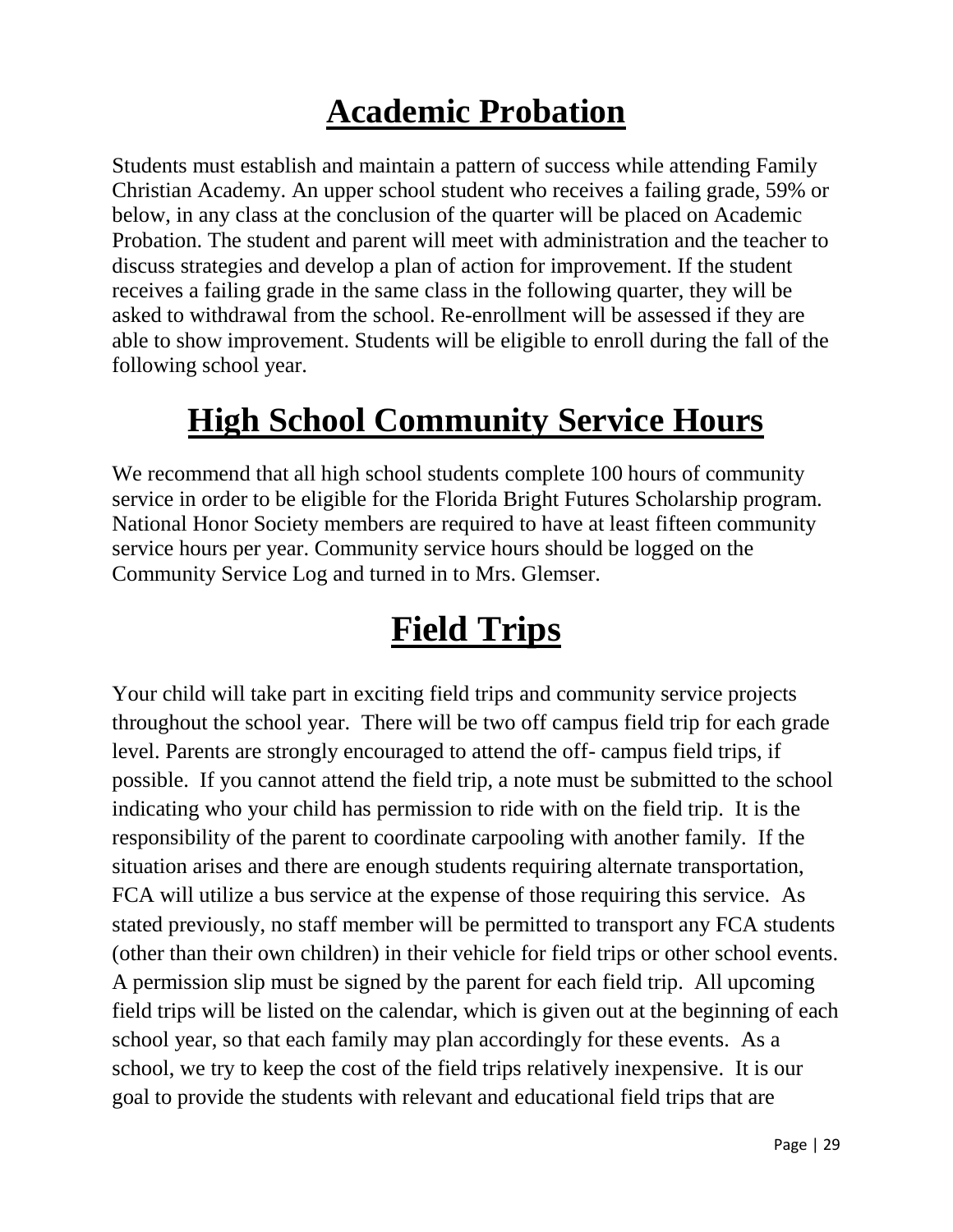# Academic Probation

Students must establish and maintain a pattern of success while attending Family Christian Academy. An upper school student who receives a failing grade, 59% or below, in any class at the conclusion of the quarter will be placed on Academic Probation. The student and parent will meet with administration and the teacher to discuss strategies and develop a plan of action for improvement. If the student receives a failing grade in the same class in the following quarter, they will be asked to withdrawal from the school. Re-enrollment will be assessed if they are able to show improvement. Students will be eligible to enroll during the fall of the following school year.

# High School Community Service Hours

We recommend that all high school students complete 100 hours of community service in order to be eligible for the Florida Bright Futures Scholarship program. National Honor Society members are required to have at least fifteen community service hours per year. Community service hours should be logged on the Community Service Log and turned in to Mrs. Glemser.

# Field Trips

Your child will take part in exciting field trips and community service projects throughout the school year. There will be two off campus field trip for each grade level. Parents are strongly encouraged to attend the off- campus field trips, if possible. If you cannot attend the field trip, a note must be submitted to the school indicating who your child has permission to ride with on the field trip. It is the responsibility of the parent to coordinate carpooling with another family. If the situation arises and there are enough students requiring alternate transportation, FCA will utilize a bus service at the expense of those requiring this service. As stated previously, no staff member will be permitted to transport any FCA students (other than their own children) in their vehicle for field trips or other school events. A permission slip must be signed by the parent for each field trip. All upcoming field trips will be listed on the calendar, which is given out at the beginning of each school year, so that each family may plan accordingly for these events. As a school, we try to keep the cost of the field trips relatively inexpensive. It is our goal to provide the students with relevant and educational field trips that are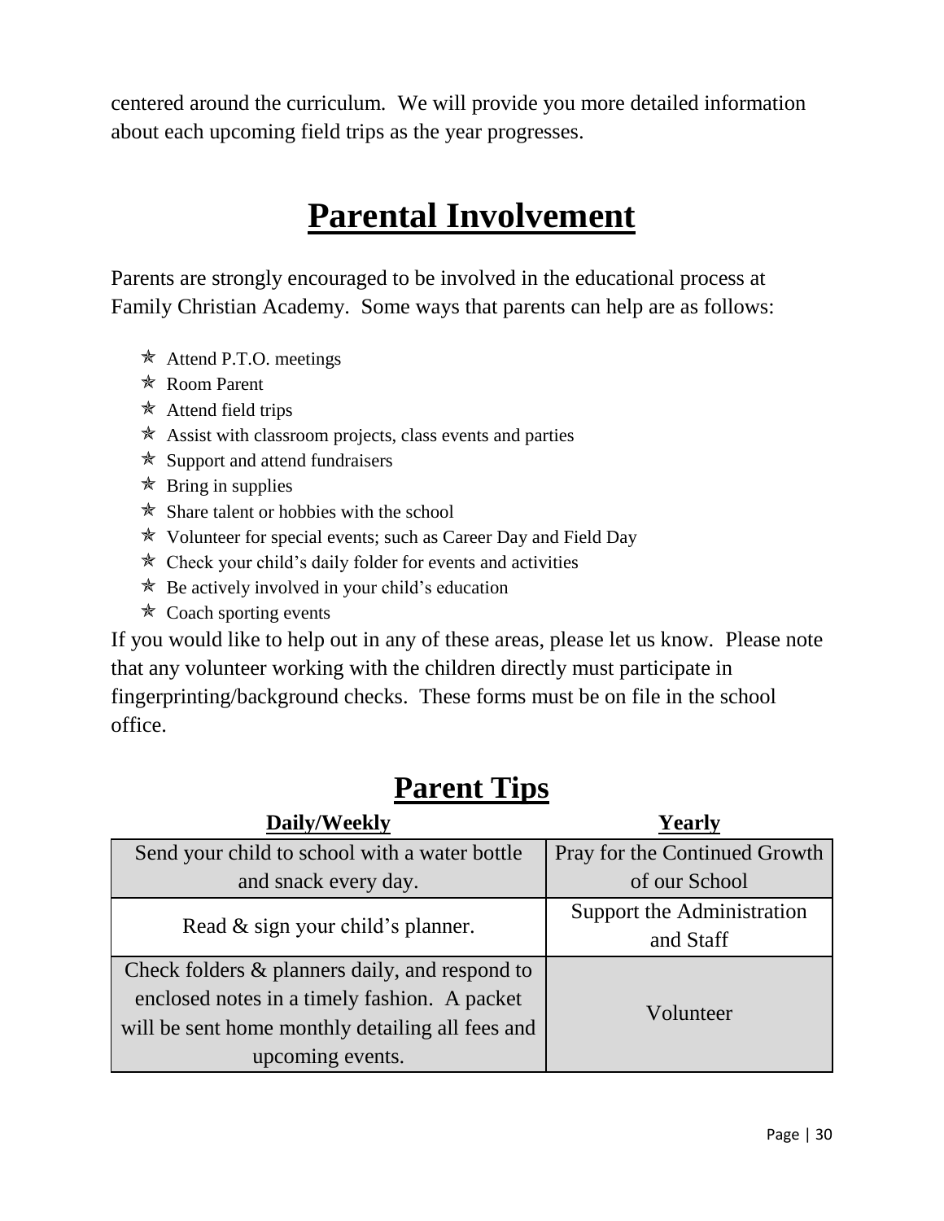centered around the curriculum. We will provide you more detailed information about each upcoming field trips as the year progresses.

# Parental Involvement

Parents are strongly encouraged to be involved in the educational process at Family Christian Academy. Some ways that parents can help are as follows:

- Attend P.T.O. meetings
- Room Parent
- Attend field trips
- Assist with classroom projects, class events and parties
- Support and attend fundraisers
- Bring in supplies
- Share talent or hobbies with the school
- Volunteer for special events; such as Career Day and Field Day
- Check your child's daily folder for events and activities
- Be actively involved in your child's education
- Coach sporting events

If you would like to help out in any of these areas, please let us know. Please note that any volunteer working with the children directly must participate in fingerprinting/background checks. These forms must be on file in the school office.

# Parent Tips

| Daily/Weekly | Yearly |
| --- | --- |
| Send your child to school with a water bottle and snack every day. | Pray for the Continued Growth of our School |
| Read & sign your child's planner. | Support the Administration and Staff |
| Check folders & planners daily, and respond to enclosed notes in a timely fashion. A packet will be sent home monthly detailing all fees and upcoming events. | Volunteer |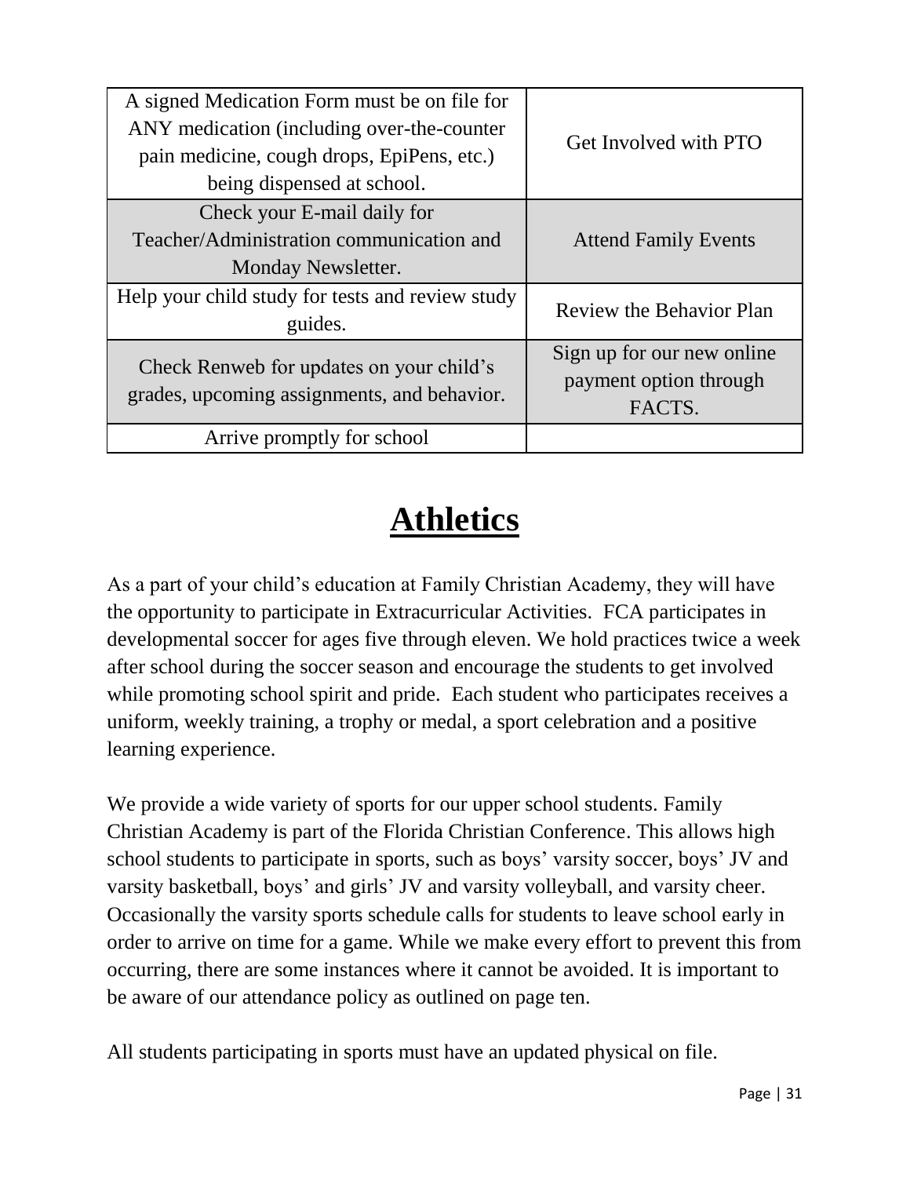| A signed Medication Form must be on file for ANY medication (including over-the-counter pain medicine, cough drops, EpiPens, etc.) being dispensed at school. | Get Involved with PTO |
|---|---|
| Check your E-mail daily for Teacher/Administration communication and Monday Newsletter. | Attend Family Events |
| Help your child study for tests and review study guides. | Review the Behavior Plan |
| Check Renweb for updates on your child's grades, upcoming assignments, and behavior. | Sign up for our new online payment option through FACTS. |
| Arrive promptly for school | |

# Athletics

As a part of your child's education at Family Christian Academy, they will have the opportunity to participate in Extracurricular Activities. FCA participates in developmental soccer for ages five through eleven. We hold practices twice a week after school during the soccer season and encourage the students to get involved while promoting school spirit and pride. Each student who participates receives a uniform, weekly training, a trophy or medal, a sport celebration and a positive learning experience.

We provide a wide variety of sports for our upper school students. Family Christian Academy is part of the Florida Christian Conference. This allows high school students to participate in sports, such as boys' varsity soccer, boys' JV and varsity basketball, boys' and girls' JV and varsity volleyball, and varsity cheer. Occasionally the varsity sports schedule calls for students to leave school early in order to arrive on time for a game. While we make every effort to prevent this from occurring, there are some instances where it cannot be avoided. It is important to be aware of our attendance policy as outlined on page ten.

All students participating in sports must have an updated physical on file.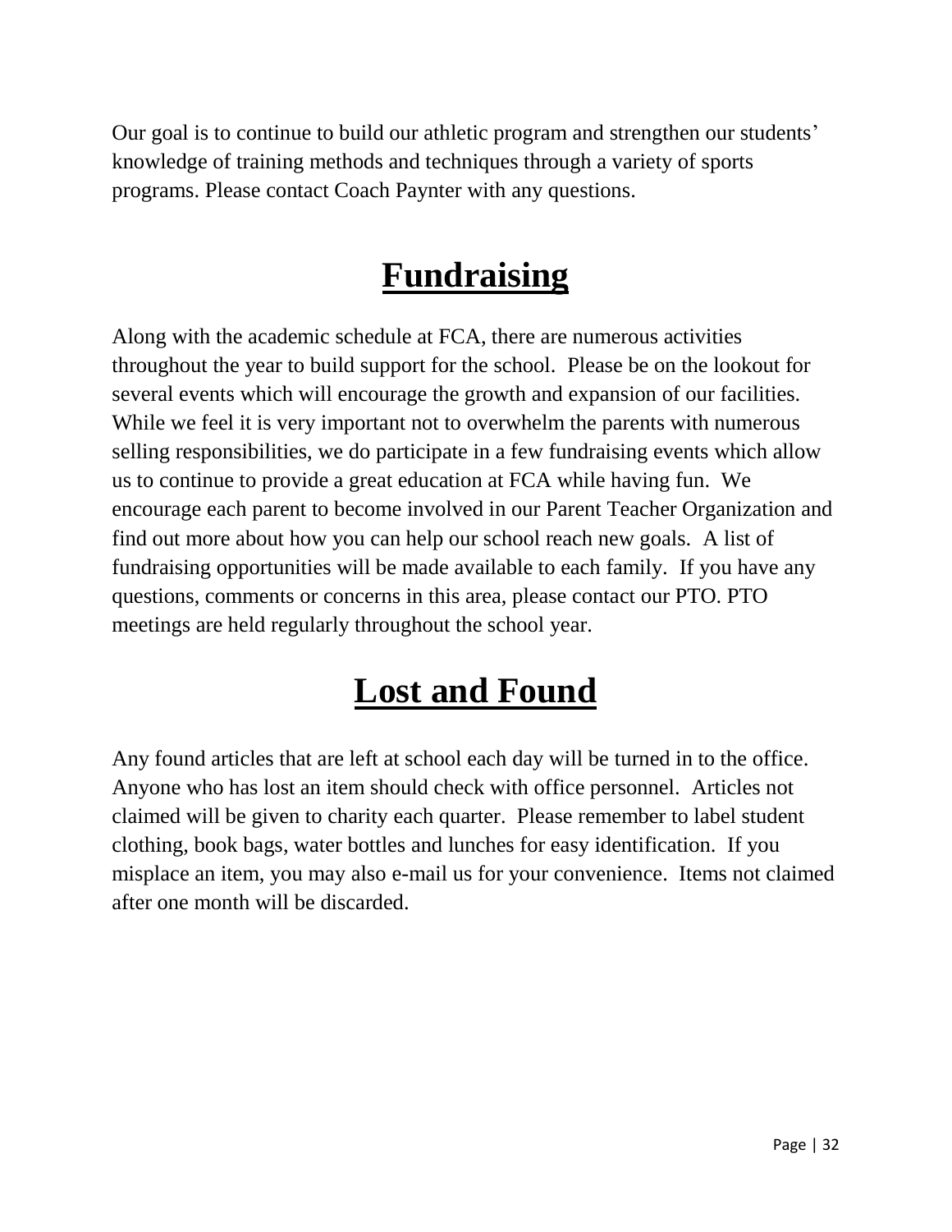Our goal is to continue to build our athletic program and strengthen our students' knowledge of training methods and techniques through a variety of sports programs. Please contact Coach Paynter with any questions.

# Fundraising

Along with the academic schedule at FCA, there are numerous activities throughout the year to build support for the school. Please be on the lookout for several events which will encourage the growth and expansion of our facilities. While we feel it is very important not to overwhelm the parents with numerous selling responsibilities, we do participate in a few fundraising events which allow us to continue to provide a great education at FCA while having fun. We encourage each parent to become involved in our Parent Teacher Organization and find out more about how you can help our school reach new goals. A list of fundraising opportunities will be made available to each family. If you have any questions, comments or concerns in this area, please contact our PTO. PTO meetings are held regularly throughout the school year.

# Lost and Found

Any found articles that are left at school each day will be turned in to the office. Anyone who has lost an item should check with office personnel. Articles not claimed will be given to charity each quarter. Please remember to label student clothing, book bags, water bottles and lunches for easy identification. If you misplace an item, you may also e-mail us for your convenience. Items not claimed after one month will be discarded.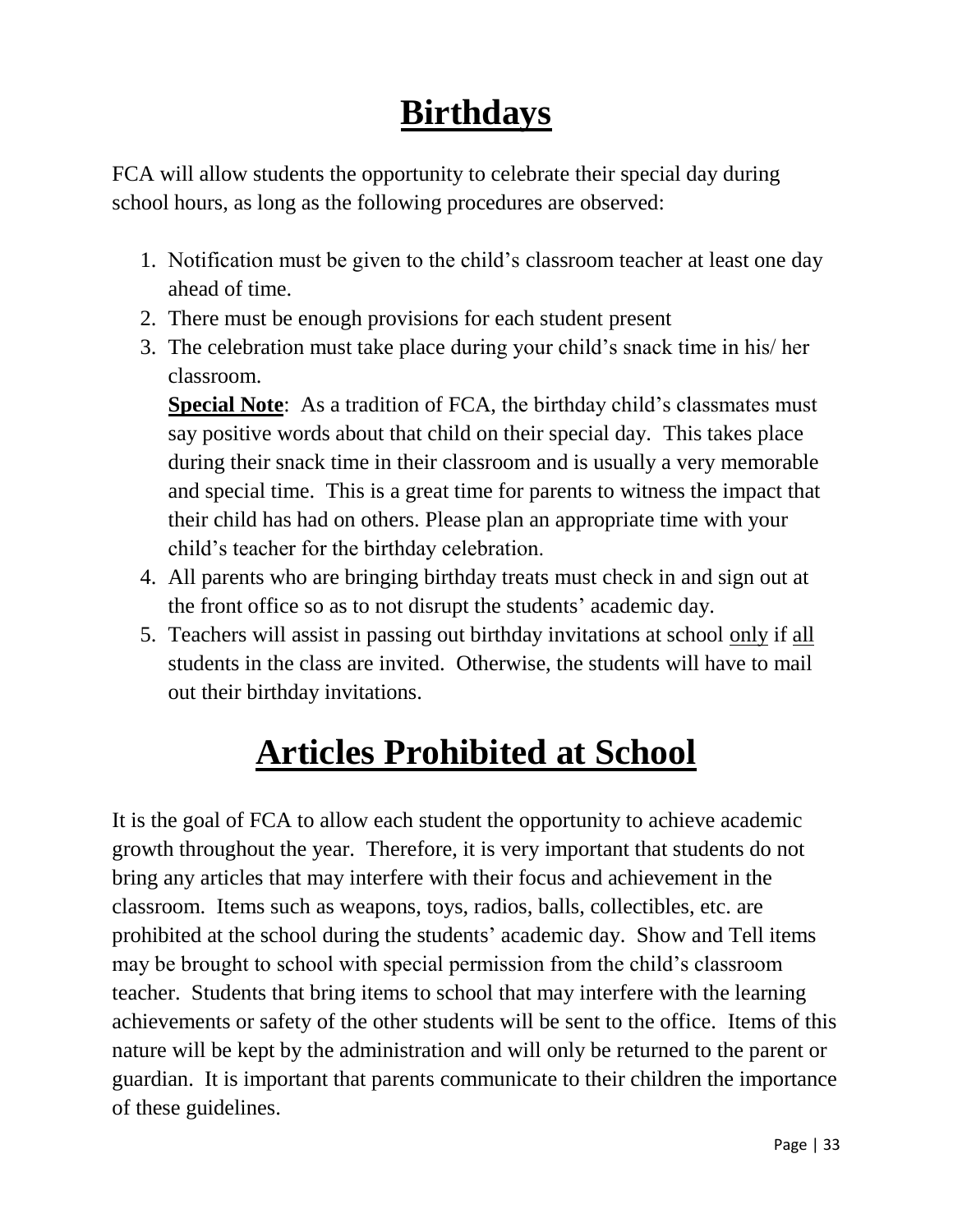# Birthdays

FCA will allow students the opportunity to celebrate their special day during school hours, as long as the following procedures are observed:

1. Notification must be given to the child's classroom teacher at least one day ahead of time.
2. There must be enough provisions for each student present
3. The celebration must take place during your child's snack time in his/ her classroom.

   **Special Note**: As a tradition of FCA, the birthday child's classmates must say positive words about that child on their special day. This takes place during their snack time in their classroom and is usually a very memorable and special time. This is a great time for parents to witness the impact that their child has had on others. Please plan an appropriate time with your child's teacher for the birthday celebration.
4. All parents who are bringing birthday treats must check in and sign out at the front office so as to not disrupt the students' academic day.
5. Teachers will assist in passing out birthday invitations at school only if all students in the class are invited. Otherwise, the students will have to mail out their birthday invitations.

# Articles Prohibited at School

It is the goal of FCA to allow each student the opportunity to achieve academic growth throughout the year. Therefore, it is very important that students do not bring any articles that may interfere with their focus and achievement in the classroom. Items such as weapons, toys, radios, balls, collectibles, etc. are prohibited at the school during the students' academic day. Show and Tell items may be brought to school with special permission from the child's classroom teacher. Students that bring items to school that may interfere with the learning achievements or safety of the other students will be sent to the office. Items of this nature will be kept by the administration and will only be returned to the parent or guardian. It is important that parents communicate to their children the importance of these guidelines.